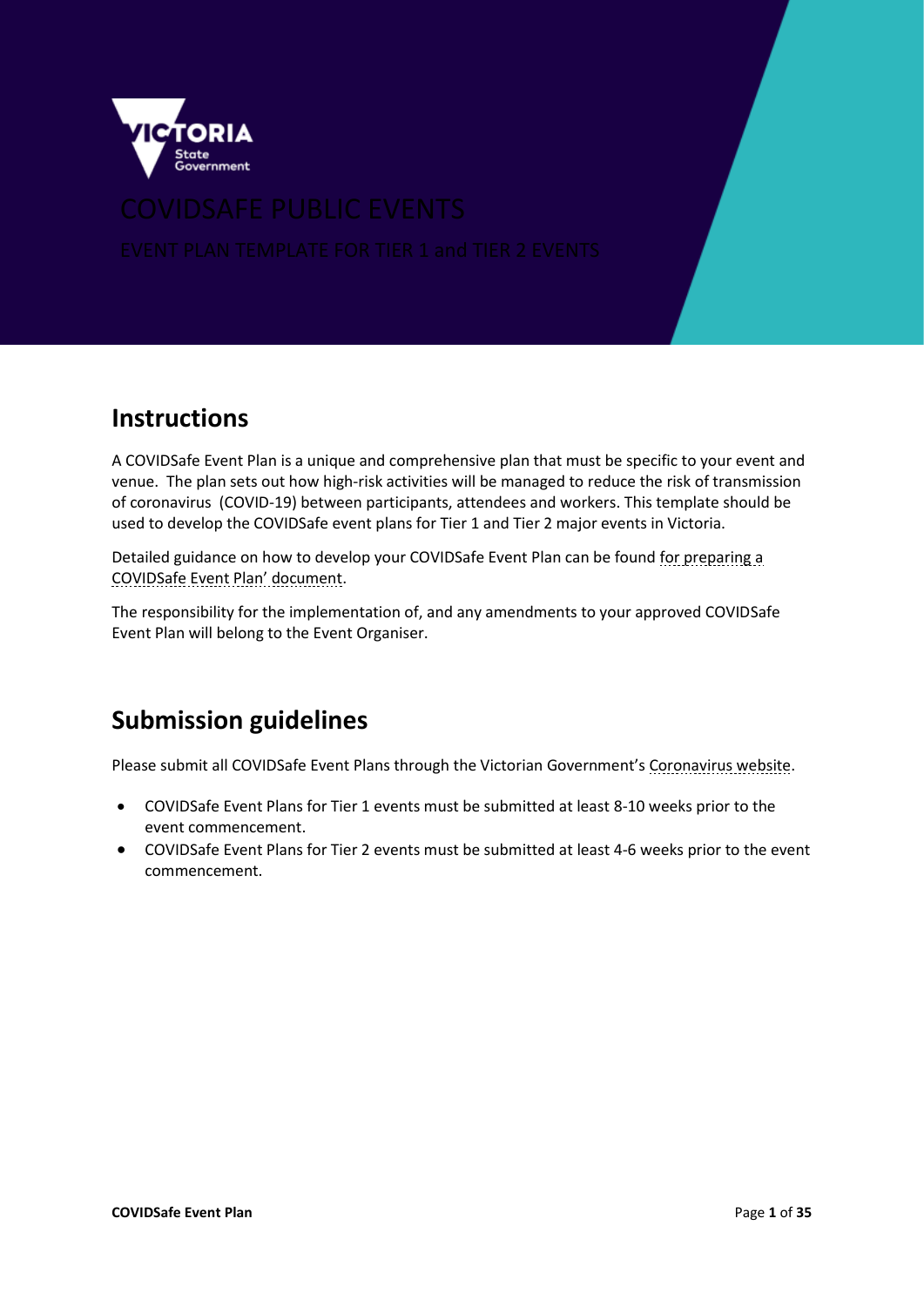# COVIDSAFE PUBLIC EVENTS

EVENT PLAN TEMPLATE FOR TIER 1 and TIER 2 EVENTS

## Instructions

A COVIDSafe Event Plan is a unique and comprehensive plan that must be specific to your event and venue. The plan sets out how high-risk activities will be managed to reduce the risk of transmission of coronavirus (COVID-19) between participants, attendees and workers. This template should be used to develop the COVIDSafe event plans for Tier 1 and Tier 2 major events in Victoria.

Detailed guidance on how to develop your COVIDSafe Event Plan can be found for preparing a COVIDSafe Event Plan' document.

The responsibility for the implementation of, and any amendments to your approved COVIDSafe Event Plan will belong to the Event Organiser.

## Submission guidelines

Please submit all COVIDSafe Event Plans through the Victorian Government's Coronavirus website.

- COVIDSafe Event Plans for Tier 1 events must be submitted at least 8-10 weeks prior to the event commencement.
- COVIDSafe Event Plans for Tier 2 events must be submitted at least 4-6 weeks prior to the event commencement.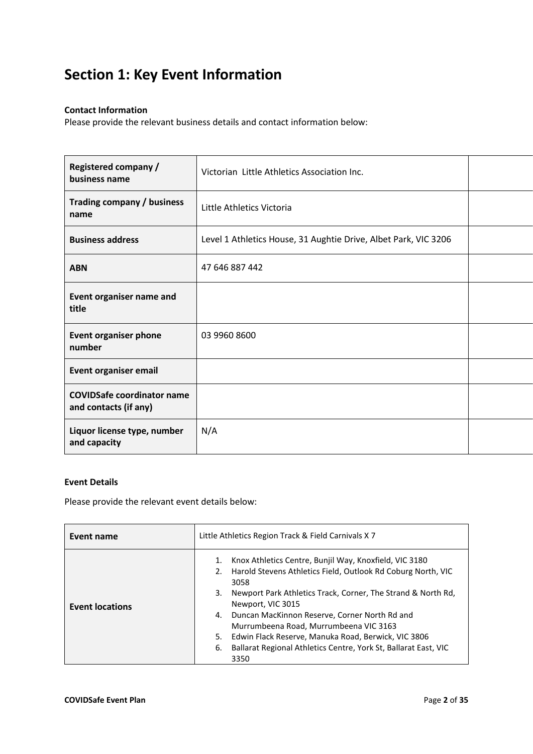# Section 1: Key Event Information

**Contact Information**

Please provide the relevant business details and contact information below:

| | | |
|---|---|---|
| **Registered company / business name** | Victorian  Little Athletics Association Inc. | |
| **Trading company / business name** | Little Athletics Victoria | |
| **Business address** | Level 1 Athletics House, 31 Aughtie Drive, Albet Park, VIC 3206 | |
| **ABN** | 47 646 887 442 | |
| **Event organiser name and title** | | |
| **Event organiser phone number** | 03 9960 8600 | |
| **Event organiser email** | | |
| **COVIDSafe coordinator name and contacts (if any)** | | |
| **Liquor license type, number and capacity** | N/A | |

**Event Details**

Please provide the relevant event details below:

| | |
|---|---|
| **Event name** | Little Athletics Region Track & Field Carnivals X 7 |
| **Event locations** | 1. Knox Athletics Centre, Bunjil Way, Knoxfield, VIC 3180<br>2. Harold Stevens Athletics Field, Outlook Rd Coburg North, VIC 3058<br>3. Newport Park Athletics Track, Corner, The Strand & North Rd, Newport, VIC 3015<br>4. Duncan MacKinnon Reserve, Corner North Rd and Murrumbeena Road, Murrumbeena VIC 3163<br>5. Edwin Flack Reserve, Manuka Road, Berwick, VIC 3806<br>6. Ballarat Regional Athletics Centre, York St, Ballarat East, VIC 3350 |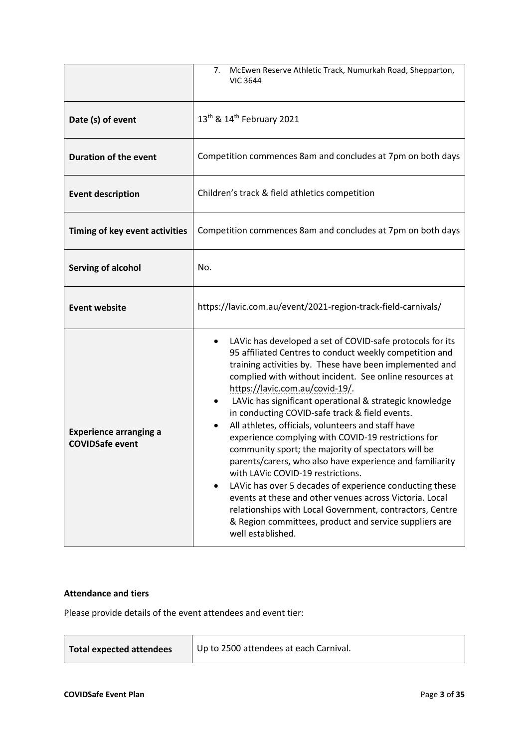| | |
|---|---|
| | 7. McEwen Reserve Athletic Track, Numurkah Road, Shepparton, VIC 3644 |
| **Date (s) of event** | 13th & 14th February 2021 |
| **Duration of the event** | Competition commences 8am and concludes at 7pm on both days |
| **Event description** | Children's track & field athletics competition |
| **Timing of key event activities** | Competition commences 8am and concludes at 7pm on both days |
| **Serving of alcohol** | No. |
| **Event website** | https://lavic.com.au/event/2021-region-track-field-carnivals/ |
| **Experience arranging a COVIDSafe event** | • LAVic has developed a set of COVID-safe protocols for its 95 affiliated Centres to conduct weekly competition and training activities by. These have been implemented and complied with without incident. See online resources at https://lavic.com.au/covid-19/. <br> • LAVic has significant operational & strategic knowledge in conducting COVID-safe track & field events. <br> • All athletes, officials, volunteers and staff have experience complying with COVID-19 restrictions for community sport; the majority of spectators will be parents/carers, who also have experience and familiarity with LAVic COVID-19 restrictions. <br> • LAVic has over 5 decades of experience conducting these events at these and other venues across Victoria. Local relationships with Local Government, contractors, Centre & Region committees, product and service suppliers are well established. |

**Attendance and tiers**

Please provide details of the event attendees and event tier:

| | |
|---|---|
| **Total expected attendees** | Up to 2500 attendees at each Carnival. |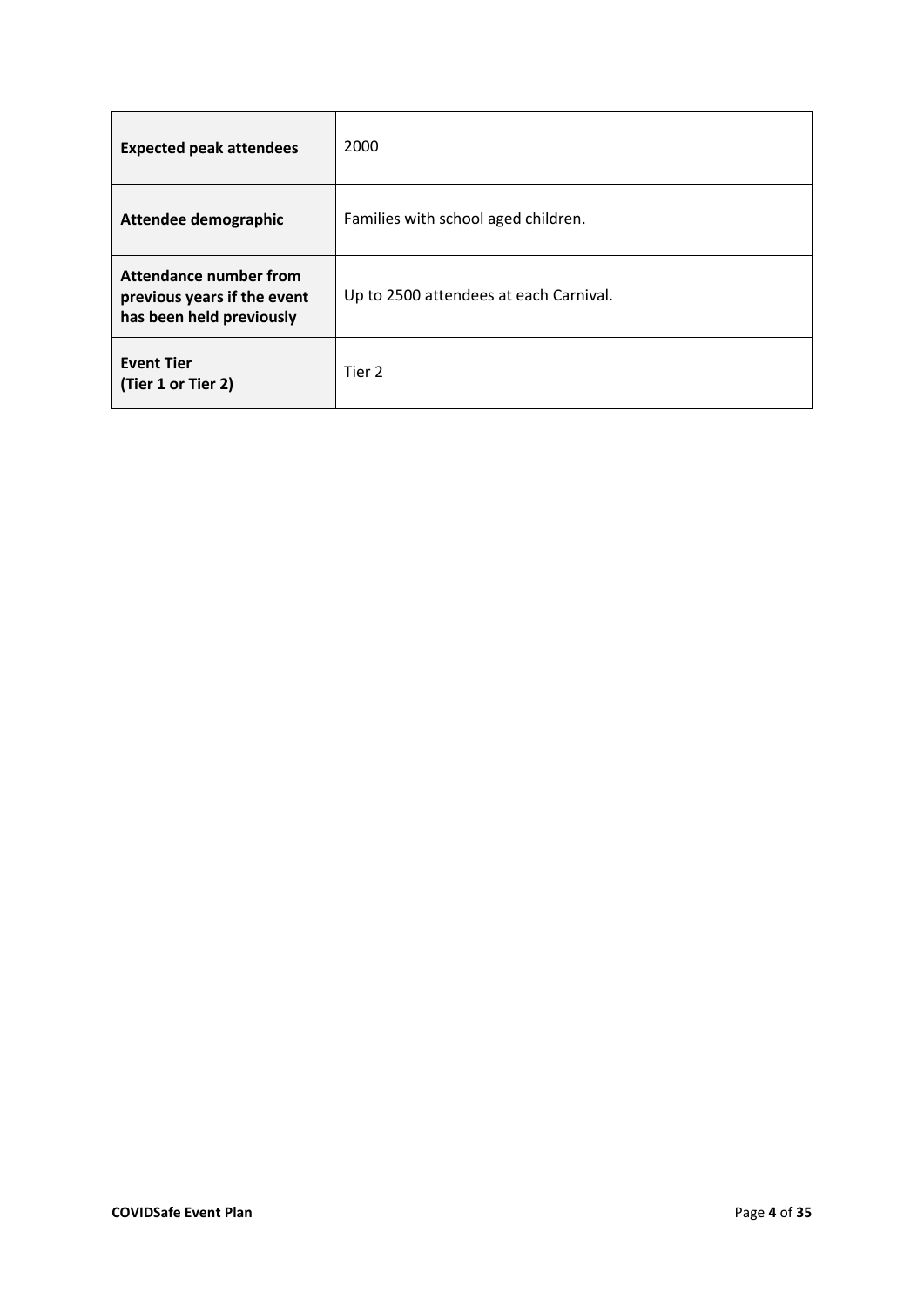| | |
|---|---|
| **Expected peak attendees** | 2000 |
| **Attendee demographic** | Families with school aged children. |
| **Attendance number from previous years if the event has been held previously** | Up to 2500 attendees at each Carnival. |
| **Event Tier (Tier 1 or Tier 2)** | Tier 2 |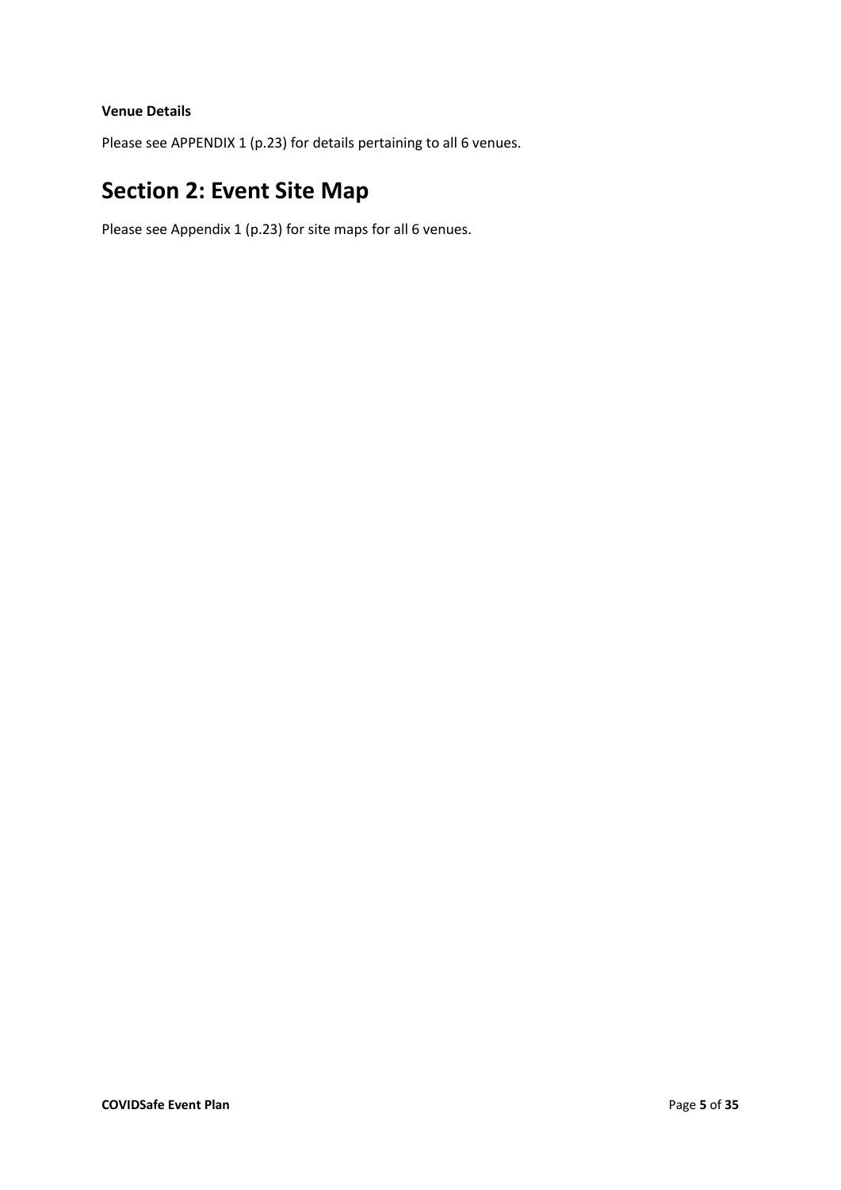**Venue Details**

Please see APPENDIX 1 (p.23) for details pertaining to all 6 venues.

## Section 2: Event Site Map

Please see Appendix 1 (p.23) for site maps for all 6 venues.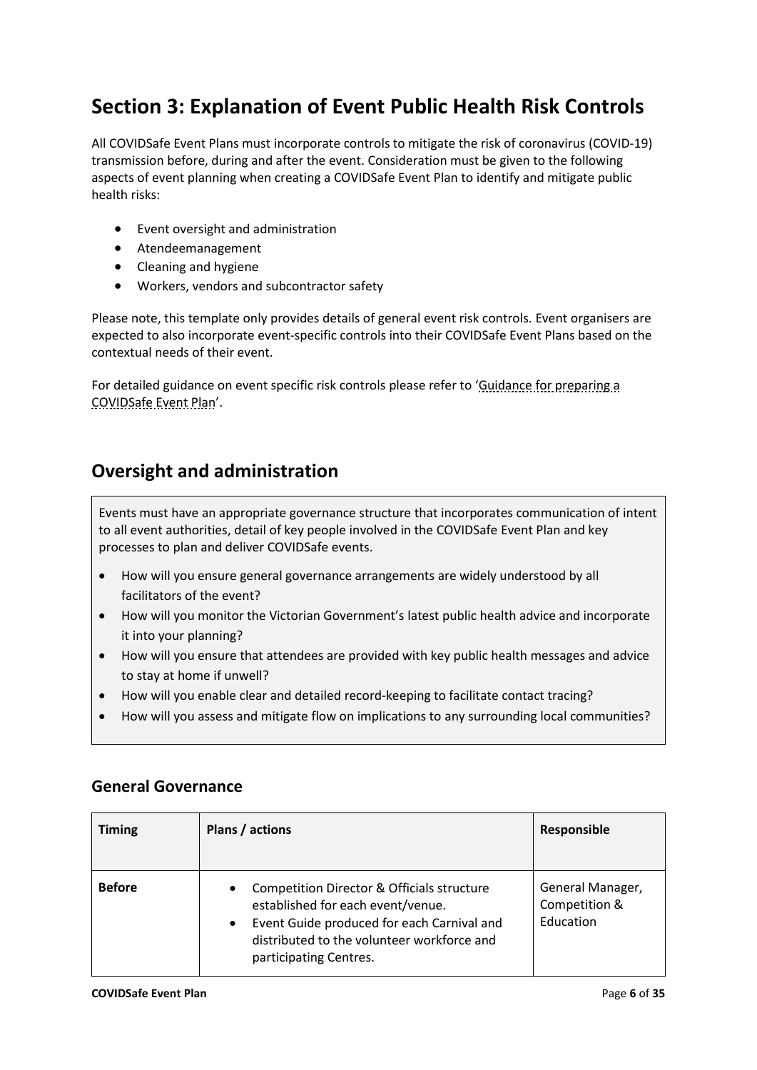# Section 3: Explanation of Event Public Health Risk Controls

All COVIDSafe Event Plans must incorporate controls to mitigate the risk of coronavirus (COVID-19) transmission before, during and after the event. Consideration must be given to the following aspects of event planning when creating a COVIDSafe Event Plan to identify and mitigate public health risks:

- Event oversight and administration
- Atendeemanagement
- Cleaning and hygiene
- Workers, vendors and subcontractor safety

Please note, this template only provides details of general event risk controls. Event organisers are expected to also incorporate event-specific controls into their COVIDSafe Event Plans based on the contextual needs of their event.

For detailed guidance on event specific risk controls please refer to 'Guidance for preparing a COVIDSafe Event Plan'.

## Oversight and administration

Events must have an appropriate governance structure that incorporates communication of intent to all event authorities, detail of key people involved in the COVIDSafe Event Plan and key processes to plan and deliver COVIDSafe events.

- How will you ensure general governance arrangements are widely understood by all facilitators of the event?
- How will you monitor the Victorian Government's latest public health advice and incorporate it into your planning?
- How will you ensure that attendees are provided with key public health messages and advice to stay at home if unwell?
- How will you enable clear and detailed record-keeping to facilitate contact tracing?
- How will you assess and mitigate flow on implications to any surrounding local communities?

### General Governance

| Timing | Plans / actions | Responsible |
|---|---|---|
| **Before** | • Competition Director & Officials structure established for each event/venue.<br>• Event Guide produced for each Carnival and distributed to the volunteer workforce and participating Centres. | General Manager, Competition & Education |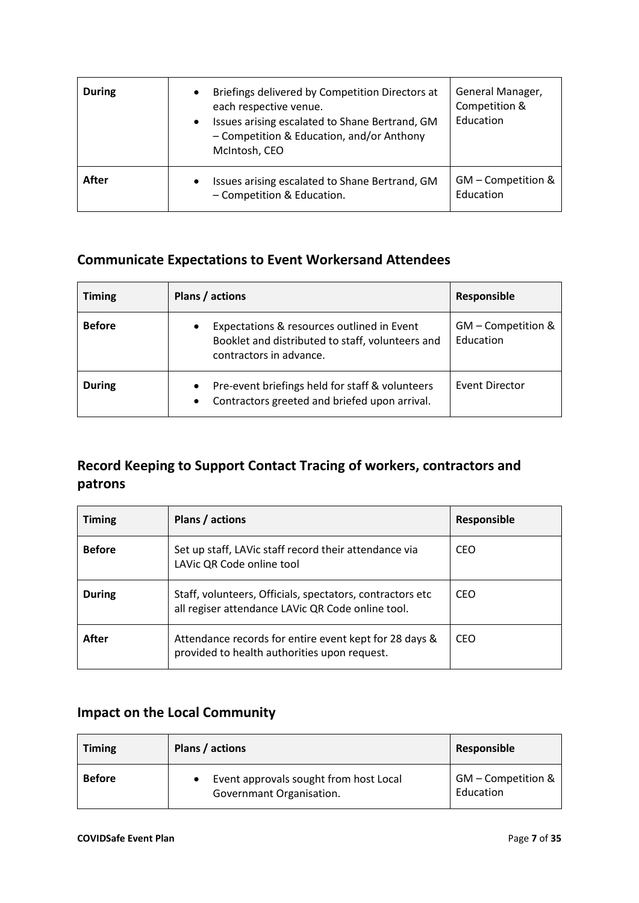| During | <ul><li>Briefings delivered by Competition Directors at each respective venue.</li><li>Issues arising escalated to Shane Bertrand, GM – Competition & Education, and/or Anthony McIntosh, CEO</li></ul> | General Manager, Competition & Education |
|---|---|---|
| After | <ul><li>Issues arising escalated to Shane Bertrand, GM – Competition & Education.</li></ul> | GM – Competition & Education |

## Communicate Expectations to Event Workersand Attendees

| Timing | Plans / actions | Responsible |
|---|---|---|
| Before | <ul><li>Expectations & resources outlined in Event Booklet and distributed to staff, volunteers and contractors in advance.</li></ul> | GM – Competition & Education |
| During | <ul><li>Pre-event briefings held for staff & volunteers</li><li>Contractors greeted and briefed upon arrival.</li></ul> | Event Director |

## Record Keeping to Support Contact Tracing of workers, contractors and patrons

| Timing | Plans / actions | Responsible |
|---|---|---|
| Before | Set up staff, LAVic staff record their attendance via LAVic QR Code online tool | CEO |
| During | Staff, volunteers, Officials, spectators, contractors etc all regiser attendance LAVic QR Code online tool. | CEO |
| After | Attendance records for entire event kept for 28 days & provided to health authorities upon request. | CEO |

## Impact on the Local Community

| Timing | Plans / actions | Responsible |
|---|---|---|
| Before | <ul><li>Event approvals sought from host Local Governmant Organisation.</li></ul> | GM – Competition & Education |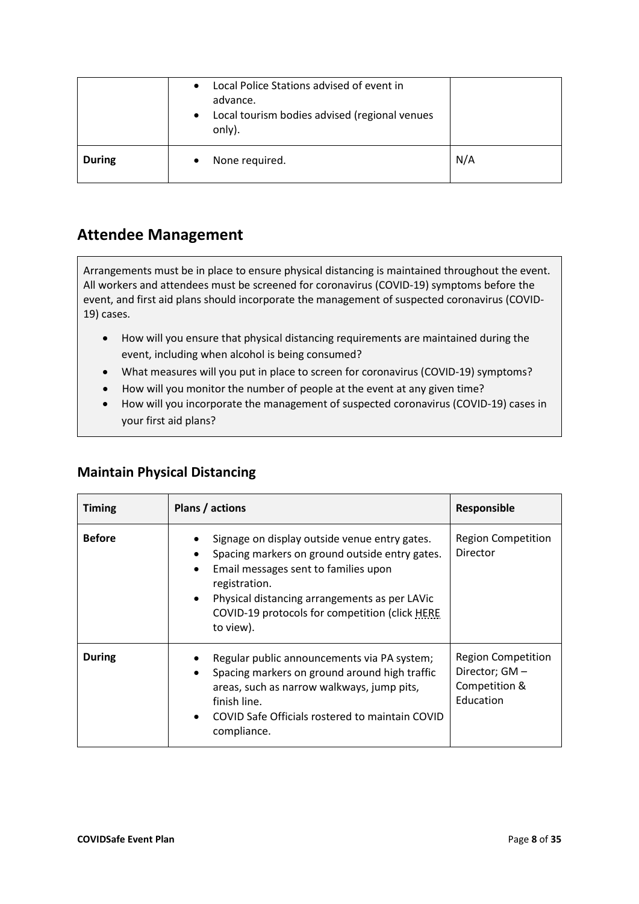| | | |
|---|---|---|
| | • Local Police Stations advised of event in advance.<br>• Local tourism bodies advised (regional venues only). | |
| **During** | • None required. | N/A |

## Attendee Management

Arrangements must be in place to ensure physical distancing is maintained throughout the event. All workers and attendees must be screened for coronavirus (COVID-19) symptoms before the event, and first aid plans should incorporate the management of suspected coronavirus (COVID-19) cases.

- How will you ensure that physical distancing requirements are maintained during the event, including when alcohol is being consumed?
- What measures will you put in place to screen for coronavirus (COVID-19) symptoms?
- How will you monitor the number of people at the event at any given time?
- How will you incorporate the management of suspected coronavirus (COVID-19) cases in your first aid plans?

### Maintain Physical Distancing

| Timing | Plans / actions | Responsible |
|---|---|---|
| **Before** | • Signage on display outside venue entry gates.<br>• Spacing markers on ground outside entry gates.<br>• Email messages sent to families upon registration.<br>• Physical distancing arrangements as per LAVic COVID-19 protocols for competition (click HERE to view). | Region Competition Director |
| **During** | • Regular public announcements via PA system;<br>• Spacing markers on ground around high traffic areas, such as narrow walkways, jump pits, finish line.<br>• COVID Safe Officials rostered to maintain COVID compliance. | Region Competition Director; GM – Competition & Education |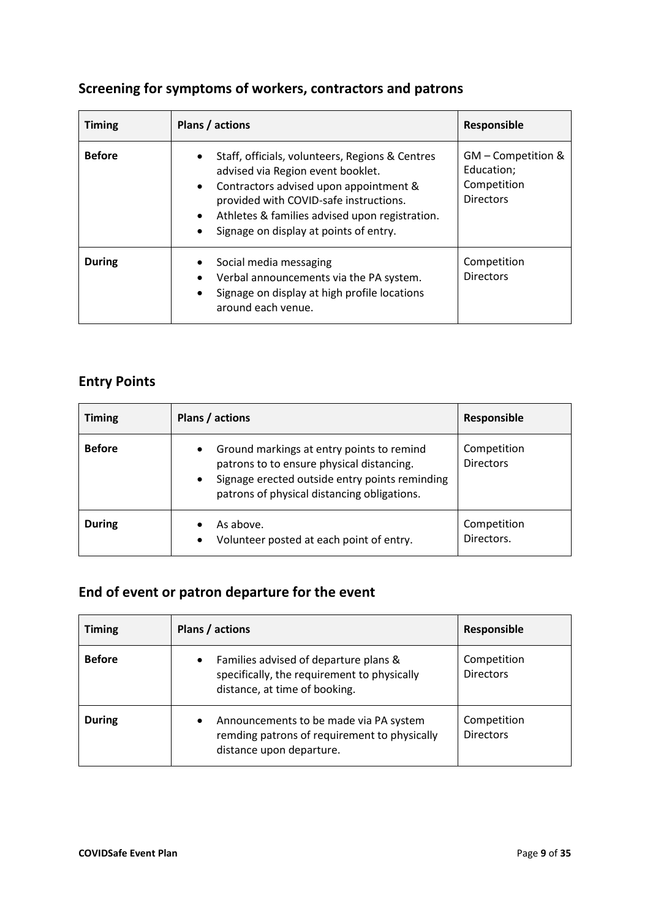## Screening for symptoms of workers, contractors and patrons

| Timing | Plans / actions | Responsible |
|---|---|---|
| **Before** | • Staff, officials, volunteers, Regions & Centres advised via Region event booklet.<br>• Contractors advised upon appointment & provided with COVID-safe instructions.<br>• Athletes & families advised upon registration.<br>• Signage on display at points of entry. | GM – Competition & Education; Competition Directors |
| **During** | • Social media messaging<br>• Verbal announcements via the PA system.<br>• Signage on display at high profile locations around each venue. | Competition Directors |

## Entry Points

| Timing | Plans / actions | Responsible |
|---|---|---|
| **Before** | • Ground markings at entry points to remind patrons to to ensure physical distancing.<br>• Signage erected outside entry points reminding patrons of physical distancing obligations. | Competition Directors |
| **During** | • As above.<br>• Volunteer posted at each point of entry. | Competition Directors. |

## End of event or patron departure for the event

| Timing | Plans / actions | Responsible |
|---|---|---|
| **Before** | • Families advised of departure plans & specifically, the requirement to physically distance, at time of booking. | Competition Directors |
| **During** | • Announcements to be made via PA system remding patrons of requirement to physically distance upon departure. | Competition Directors |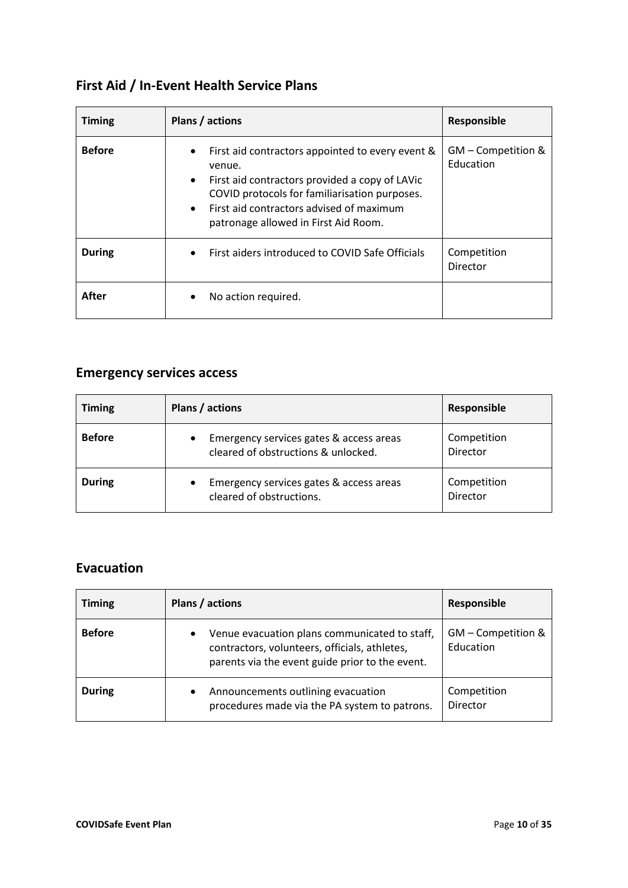## First Aid / In-Event Health Service Plans

| Timing | Plans / actions | Responsible |
|---|---|---|
| **Before** | • First aid contractors appointed to every event & venue.<br>• First aid contractors provided a copy of LAVic COVID protocols for familiarisation purposes.<br>• First aid contractors advised of maximum patronage allowed in First Aid Room. | GM – Competition & Education |
| **During** | • First aiders introduced to COVID Safe Officials | Competition Director |
| **After** | • No action required. | |

## Emergency services access

| Timing | Plans / actions | Responsible |
|---|---|---|
| **Before** | • Emergency services gates & access areas cleared of obstructions & unlocked. | Competition Director |
| **During** | • Emergency services gates & access areas cleared of obstructions. | Competition Director |

## Evacuation

| Timing | Plans / actions | Responsible |
|---|---|---|
| **Before** | • Venue evacuation plans communicated to staff, contractors, volunteers, officials, athletes, parents via the event guide prior to the event. | GM – Competition & Education |
| **During** | • Announcements outlining evacuation procedures made via the PA system to patrons. | Competition Director |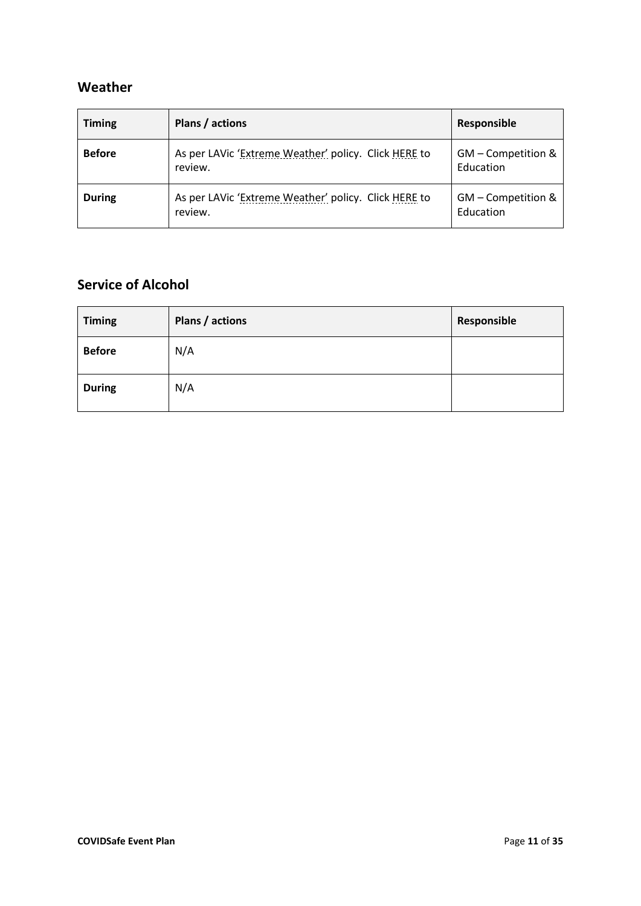## Weather

| Timing | Plans / actions | Responsible |
|---|---|---|
| **Before** | As per LAVic 'Extreme Weather' policy. Click HERE to review. | GM – Competition & Education |
| **During** | As per LAVic 'Extreme Weather' policy. Click HERE to review. | GM – Competition & Education |

## Service of Alcohol

| Timing | Plans / actions | Responsible |
|---|---|---|
| **Before** | N/A | |
| **During** | N/A | |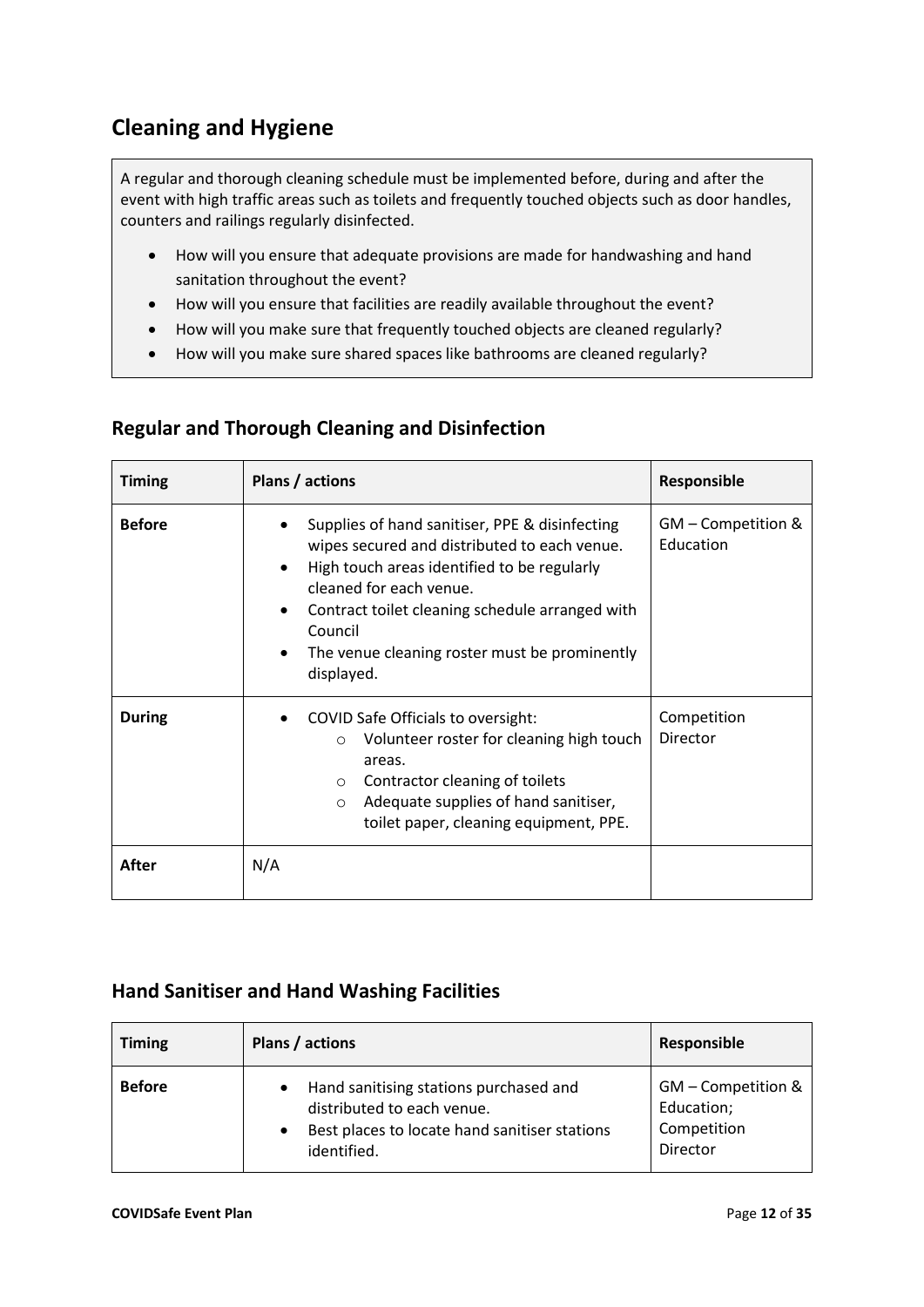## Cleaning and Hygiene

A regular and thorough cleaning schedule must be implemented before, during and after the event with high traffic areas such as toilets and frequently touched objects such as door handles, counters and railings regularly disinfected.

- How will you ensure that adequate provisions are made for handwashing and hand sanitation throughout the event?
- How will you ensure that facilities are readily available throughout the event?
- How will you make sure that frequently touched objects are cleaned regularly?
- How will you make sure shared spaces like bathrooms are cleaned regularly?

### Regular and Thorough Cleaning and Disinfection

| Timing | Plans / actions | Responsible |
|---|---|---|
| **Before** | • Supplies of hand sanitiser, PPE & disinfecting wipes secured and distributed to each venue.<br>• High touch areas identified to be regularly cleaned for each venue.<br>• Contract toilet cleaning schedule arranged with Council<br>• The venue cleaning roster must be prominently displayed. | GM – Competition & Education |
| **During** | • COVID Safe Officials to oversight:<br>  ○ Volunteer roster for cleaning high touch areas.<br>  ○ Contractor cleaning of toilets<br>  ○ Adequate supplies of hand sanitiser, toilet paper, cleaning equipment, PPE. | Competition Director |
| **After** | N/A | |

### Hand Sanitiser and Hand Washing Facilities

| Timing | Plans / actions | Responsible |
|---|---|---|
| **Before** | • Hand sanitising stations purchased and distributed to each venue.<br>• Best places to locate hand sanitiser stations identified. | GM – Competition & Education;<br>Competition Director |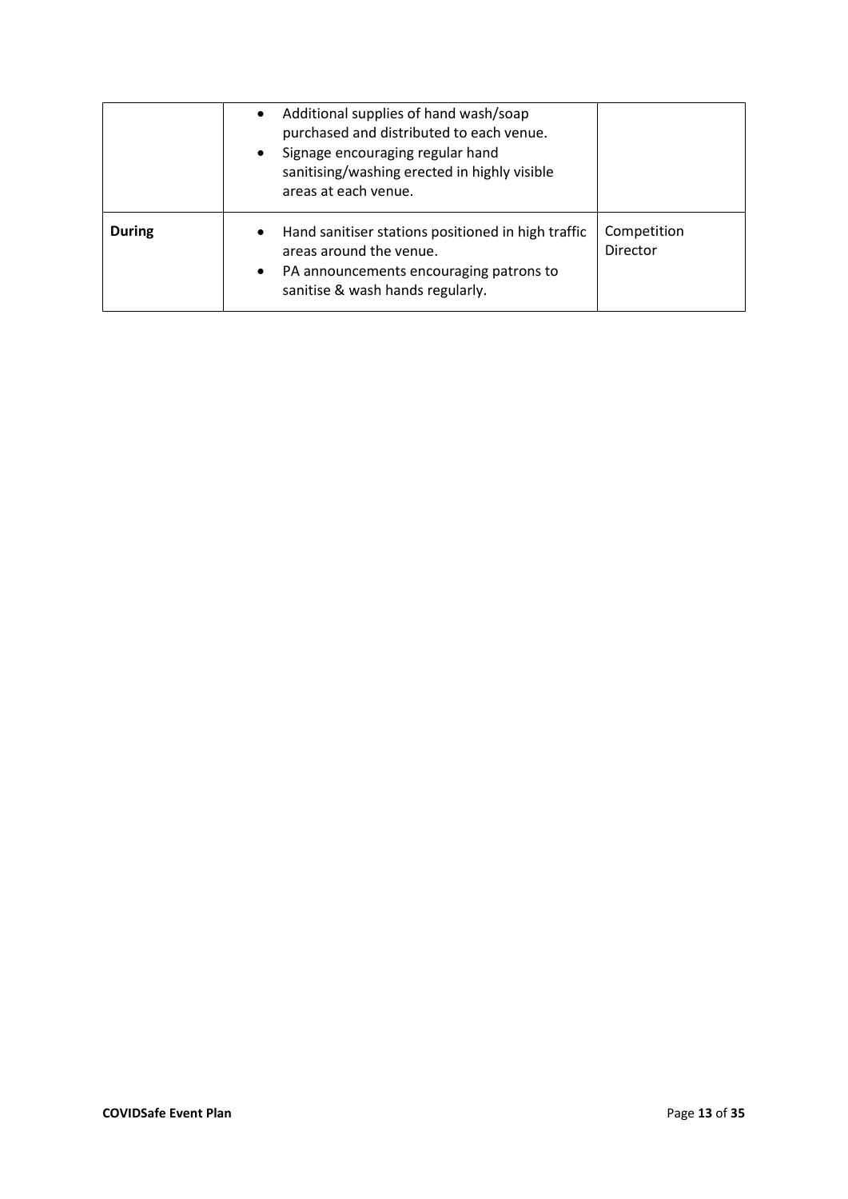| | | |
|---|---|---|
| | • Additional supplies of hand wash/soap purchased and distributed to each venue.<br>• Signage encouraging regular hand sanitising/washing erected in highly visible areas at each venue. | |
| **During** | • Hand sanitiser stations positioned in high traffic areas around the venue.<br>• PA announcements encouraging patrons to sanitise & wash hands regularly. | Competition Director |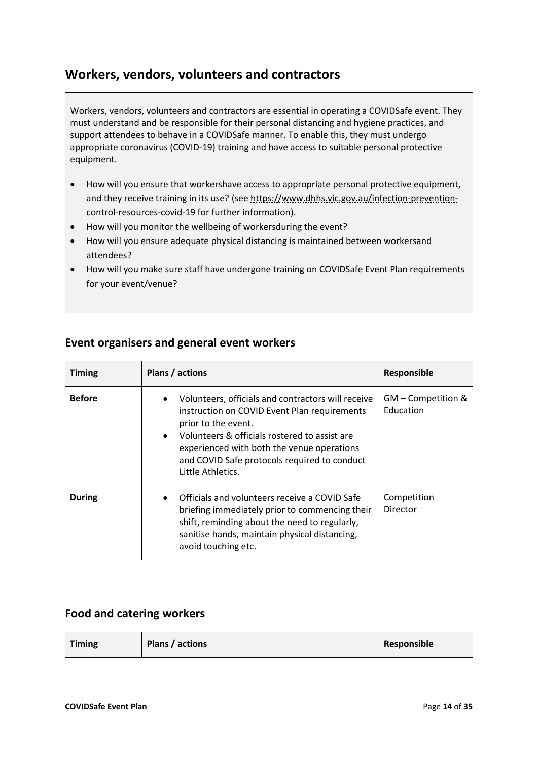## Workers, vendors, volunteers and contractors

Workers, vendors, volunteers and contractors are essential in operating a COVIDSafe event. They must understand and be responsible for their personal distancing and hygiene practices, and support attendees to behave in a COVIDSafe manner. To enable this, they must undergo appropriate coronavirus (COVID-19) training and have access to suitable personal protective equipment.

- How will you ensure that workershave access to appropriate personal protective equipment, and they receive training in its use? (see https://www.dhhs.vic.gov.au/infection-prevention-control-resources-covid-19 for further information).
- How will you monitor the wellbeing of workersduring the event?
- How will you ensure adequate physical distancing is maintained between workersand attendees?
- How will you make sure staff have undergone training on COVIDSafe Event Plan requirements for your event/venue?

### Event organisers and general event workers

| Timing | Plans / actions | Responsible |
|---|---|---|
| **Before** | • Volunteers, officials and contractors will receive instruction on COVID Event Plan requirements prior to the event.<br>• Volunteers & officials rostered to assist are experienced with both the venue operations and COVID Safe protocols required to conduct Little Athletics. | GM – Competition & Education |
| **During** | • Officials and volunteers receive a COVID Safe briefing immediately prior to commencing their shift, reminding about the need to regularly, sanitise hands, maintain physical distancing, avoid touching etc. | Competition Director |

### Food and catering workers

| Timing | Plans / actions | Responsible |
|---|---|---|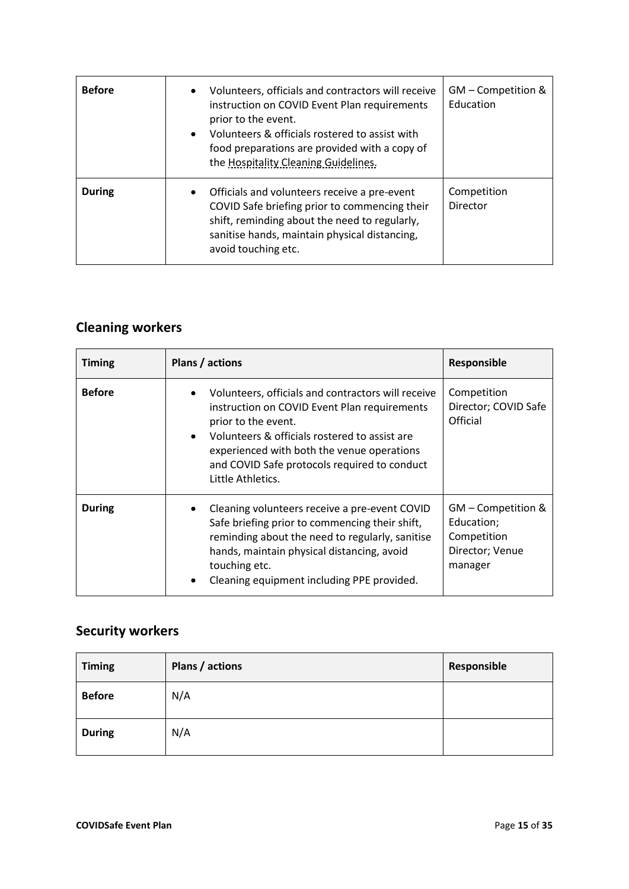| | | |
|---|---|---|
| **Before** | • Volunteers, officials and contractors will receive instruction on COVID Event Plan requirements prior to the event.<br>• Volunteers & officials rostered to assist with food preparations are provided with a copy of the Hospitality Cleaning Guidelines. | GM – Competition & Education |
| **During** | • Officials and volunteers receive a pre-event COVID Safe briefing prior to commencing their shift, reminding about the need to regularly, sanitise hands, maintain physical distancing, avoid touching etc. | Competition Director |

## Cleaning workers

| Timing | Plans / actions | Responsible |
|---|---|---|
| **Before** | • Volunteers, officials and contractors will receive instruction on COVID Event Plan requirements prior to the event.<br>• Volunteers & officials rostered to assist are experienced with both the venue operations and COVID Safe protocols required to conduct Little Athletics. | Competition Director; COVID Safe Official |
| **During** | • Cleaning volunteers receive a pre-event COVID Safe briefing prior to commencing their shift, reminding about the need to regularly, sanitise hands, maintain physical distancing, avoid touching etc.<br>• Cleaning equipment including PPE provided. | GM – Competition & Education; Competition Director; Venue manager |

## Security workers

| Timing | Plans / actions | Responsible |
|---|---|---|
| **Before** | N/A | |
| **During** | N/A | |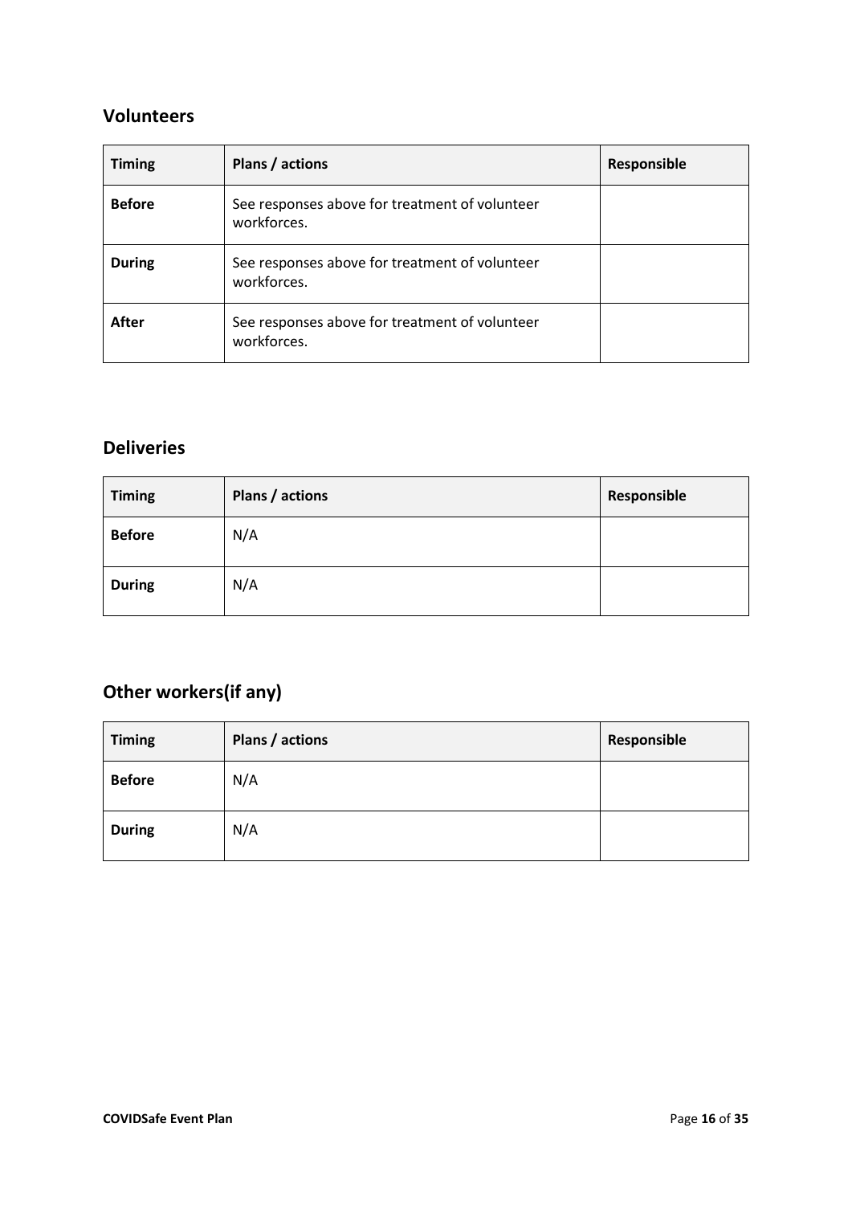## Volunteers

| Timing | Plans / actions | Responsible |
|---|---|---|
| **Before** | See responses above for treatment of volunteer workforces. | |
| **During** | See responses above for treatment of volunteer workforces. | |
| **After** | See responses above for treatment of volunteer workforces. | |

## Deliveries

| Timing | Plans / actions | Responsible |
|---|---|---|
| **Before** | N/A | |
| **During** | N/A | |

## Other workers(if any)

| Timing | Plans / actions | Responsible |
|---|---|---|
| **Before** | N/A | |
| **During** | N/A | |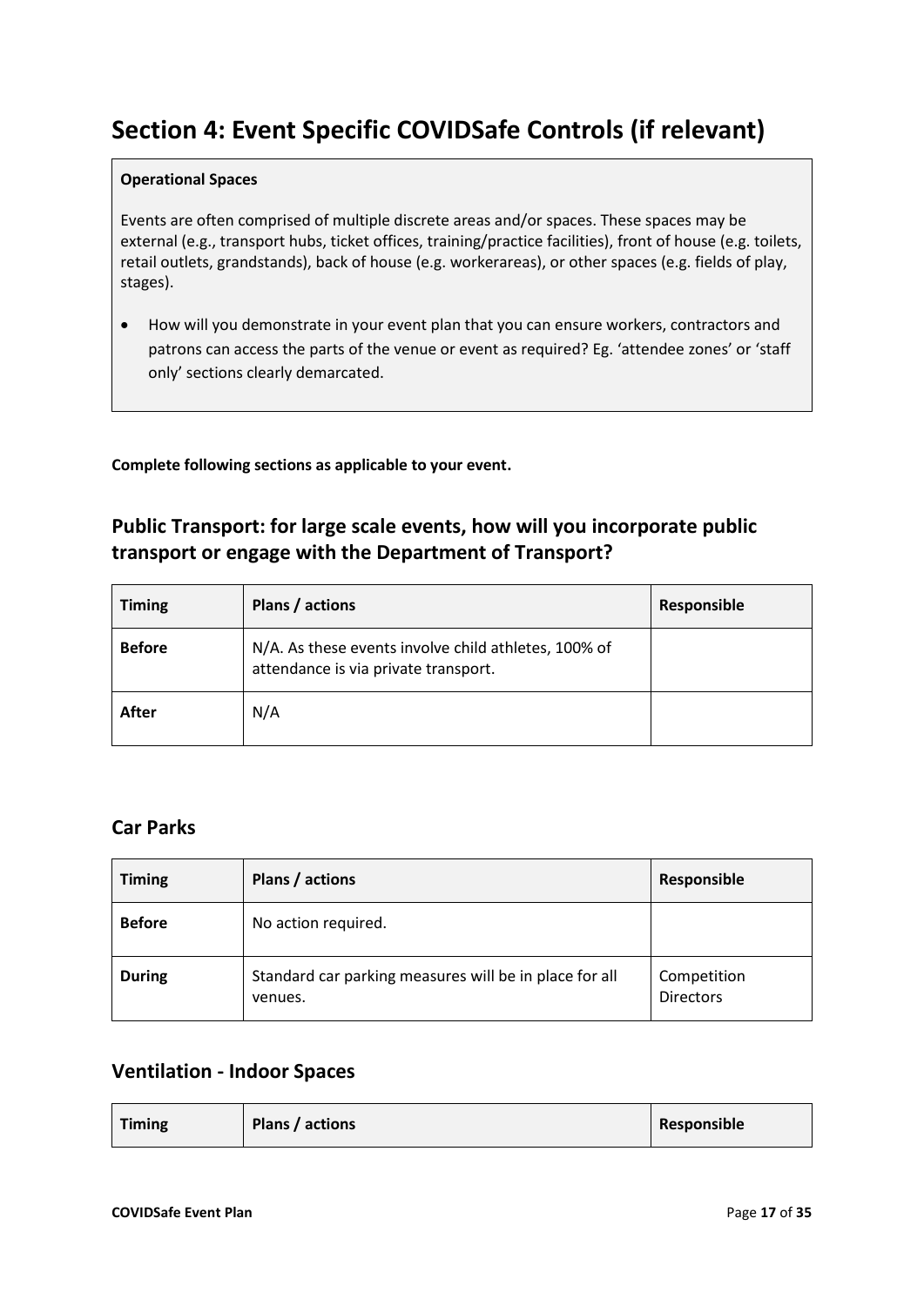# Section 4: Event Specific COVIDSafe Controls (if relevant)

**Operational Spaces**

Events are often comprised of multiple discrete areas and/or spaces. These spaces may be external (e.g., transport hubs, ticket offices, training/practice facilities), front of house (e.g. toilets, retail outlets, grandstands), back of house (e.g. workerareas), or other spaces (e.g. fields of play, stages).

- How will you demonstrate in your event plan that you can ensure workers, contractors and patrons can access the parts of the venue or event as required? Eg. 'attendee zones' or 'staff only' sections clearly demarcated.

**Complete following sections as applicable to your event.**

## Public Transport: for large scale events, how will you incorporate public transport or engage with the Department of Transport?

| Timing | Plans / actions | Responsible |
|---|---|---|
| **Before** | N/A. As these events involve child athletes, 100% of attendance is via private transport. | |
| **After** | N/A | |

## Car Parks

| Timing | Plans / actions | Responsible |
|---|---|---|
| **Before** | No action required. | |
| **During** | Standard car parking measures will be in place for all venues. | Competition Directors |

## Ventilation - Indoor Spaces

| Timing | Plans / actions | Responsible |
|---|---|---|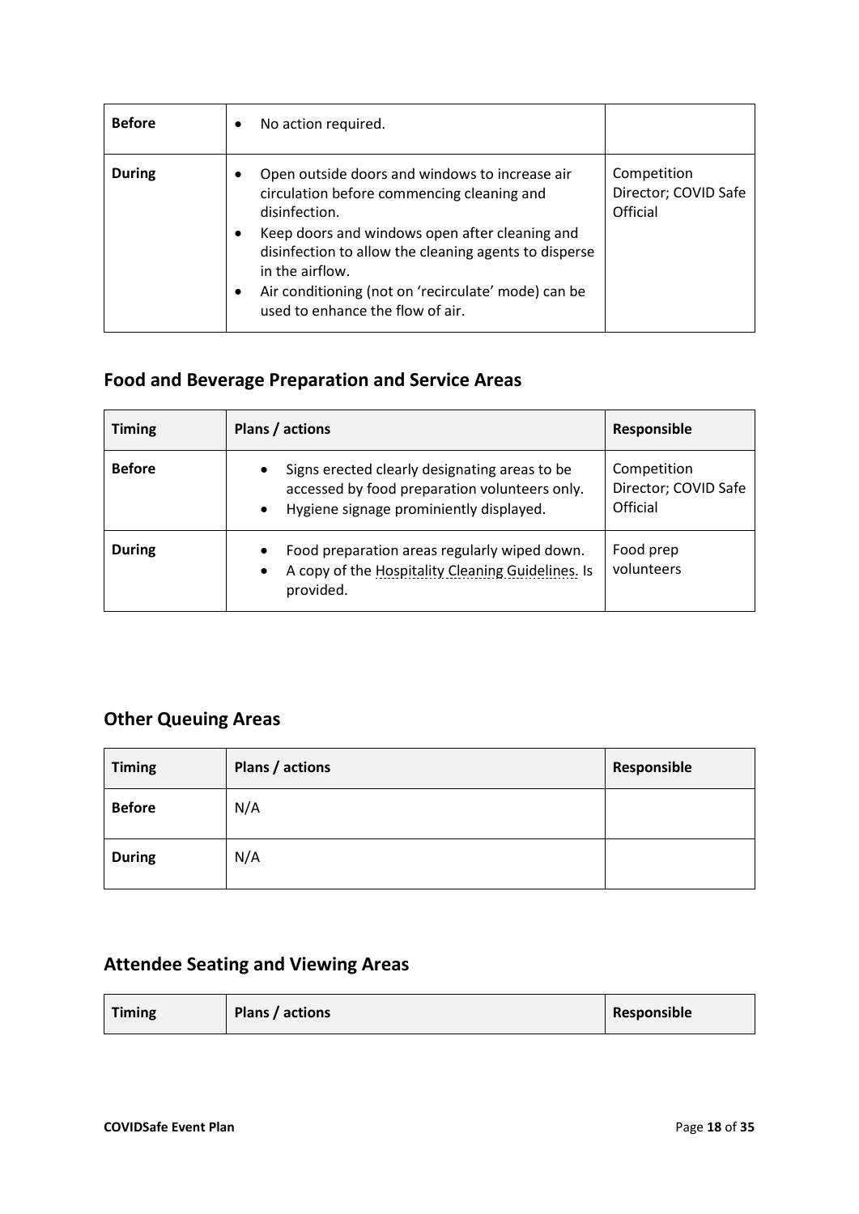| Before | • No action required. | |
|---|---|---|
| During | • Open outside doors and windows to increase air circulation before commencing cleaning and disinfection.<br>• Keep doors and windows open after cleaning and disinfection to allow the cleaning agents to disperse in the airflow.<br>• Air conditioning (not on 'recirculate' mode) can be used to enhance the flow of air. | Competition Director; COVID Safe Official |

## Food and Beverage Preparation and Service Areas

| Timing | Plans / actions | Responsible |
|---|---|---|
| Before | • Signs erected clearly designating areas to be accessed by food preparation volunteers only.<br>• Hygiene signage prominiently displayed. | Competition Director; COVID Safe Official |
| During | • Food preparation areas regularly wiped down.<br>• A copy of the Hospitality Cleaning Guidelines. Is provided. | Food prep volunteers |

## Other Queuing Areas

| Timing | Plans / actions | Responsible |
|---|---|---|
| Before | N/A | |
| During | N/A | |

## Attendee Seating and Viewing Areas

| Timing | Plans / actions | Responsible |
|---|---|---|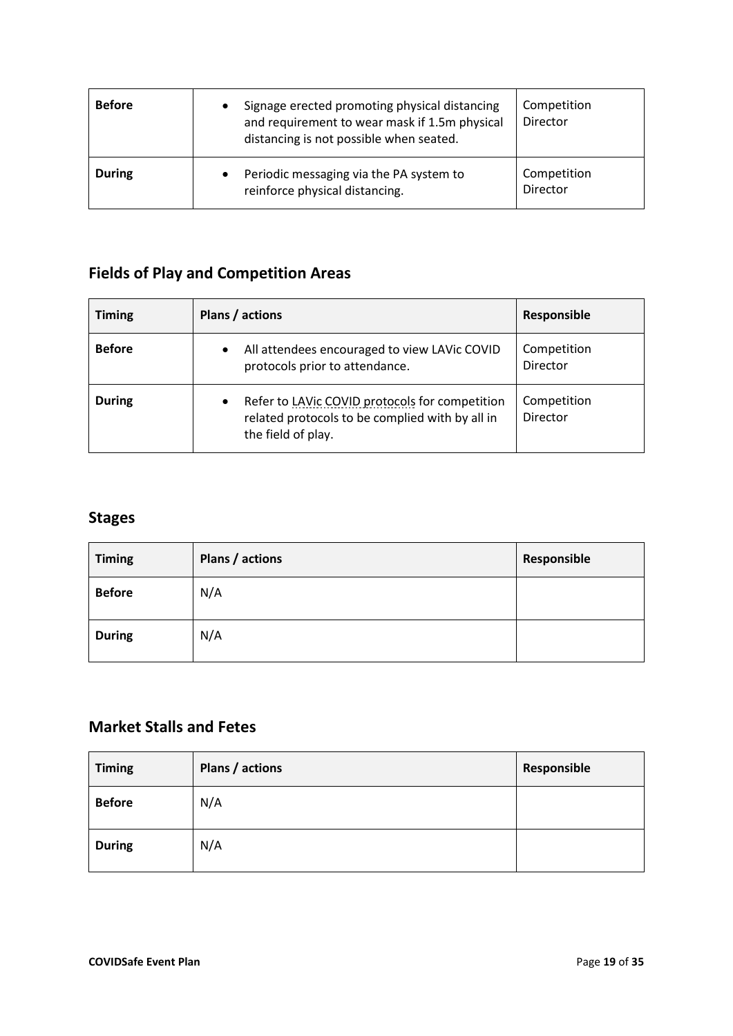| Before | • Signage erected promoting physical distancing and requirement to wear mask if 1.5m physical distancing is not possible when seated. | Competition Director |
| --- | --- | --- |
| During | • Periodic messaging via the PA system to reinforce physical distancing. | Competition Director |

## Fields of Play and Competition Areas

| Timing | Plans / actions | Responsible |
| --- | --- | --- |
| Before | • All attendees encouraged to view LAVic COVID protocols prior to attendance. | Competition Director |
| During | • Refer to LAVic COVID protocols for competition related protocols to be complied with by all in the field of play. | Competition Director |

## Stages

| Timing | Plans / actions | Responsible |
| --- | --- | --- |
| Before | N/A | |
| During | N/A | |

## Market Stalls and Fetes

| Timing | Plans / actions | Responsible |
| --- | --- | --- |
| Before | N/A | |
| During | N/A | |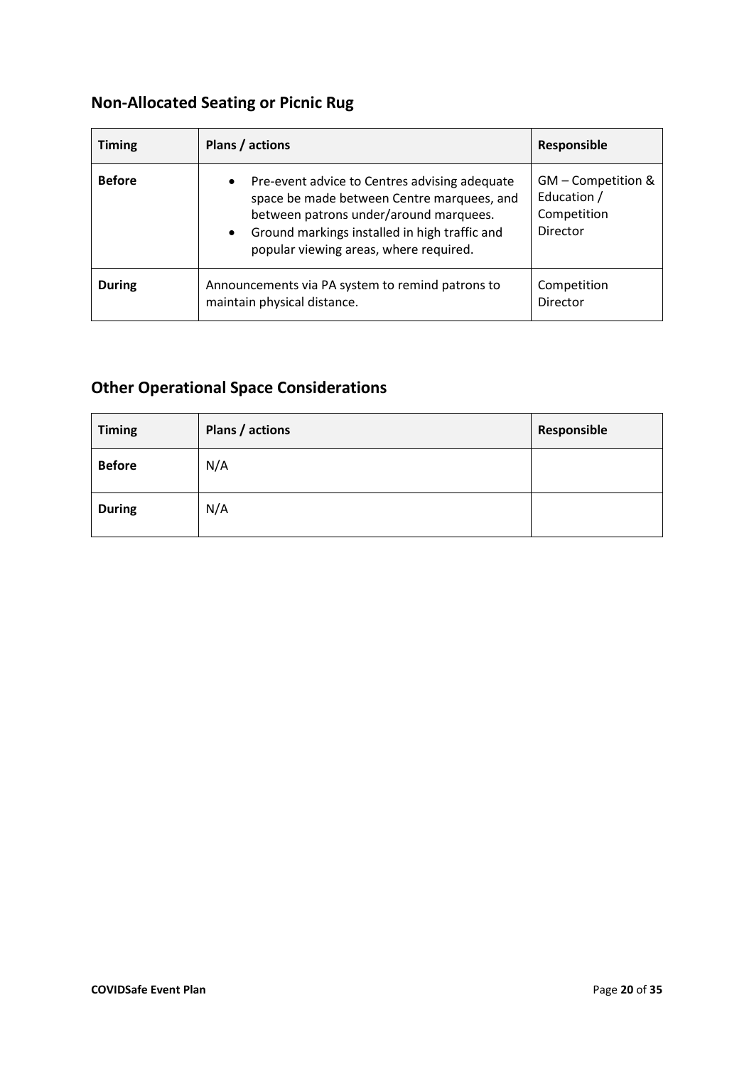## Non-Allocated Seating or Picnic Rug

| Timing | Plans / actions | Responsible |
| --- | --- | --- |
| **Before** | • Pre-event advice to Centres advising adequate space be made between Centre marquees, and between patrons under/around marquees.<br>• Ground markings installed in high traffic and popular viewing areas, where required. | GM – Competition & Education / Competition Director |
| **During** | Announcements via PA system to remind patrons to maintain physical distance. | Competition Director |

## Other Operational Space Considerations

| Timing | Plans / actions | Responsible |
| --- | --- | --- |
| **Before** | N/A | |
| **During** | N/A | |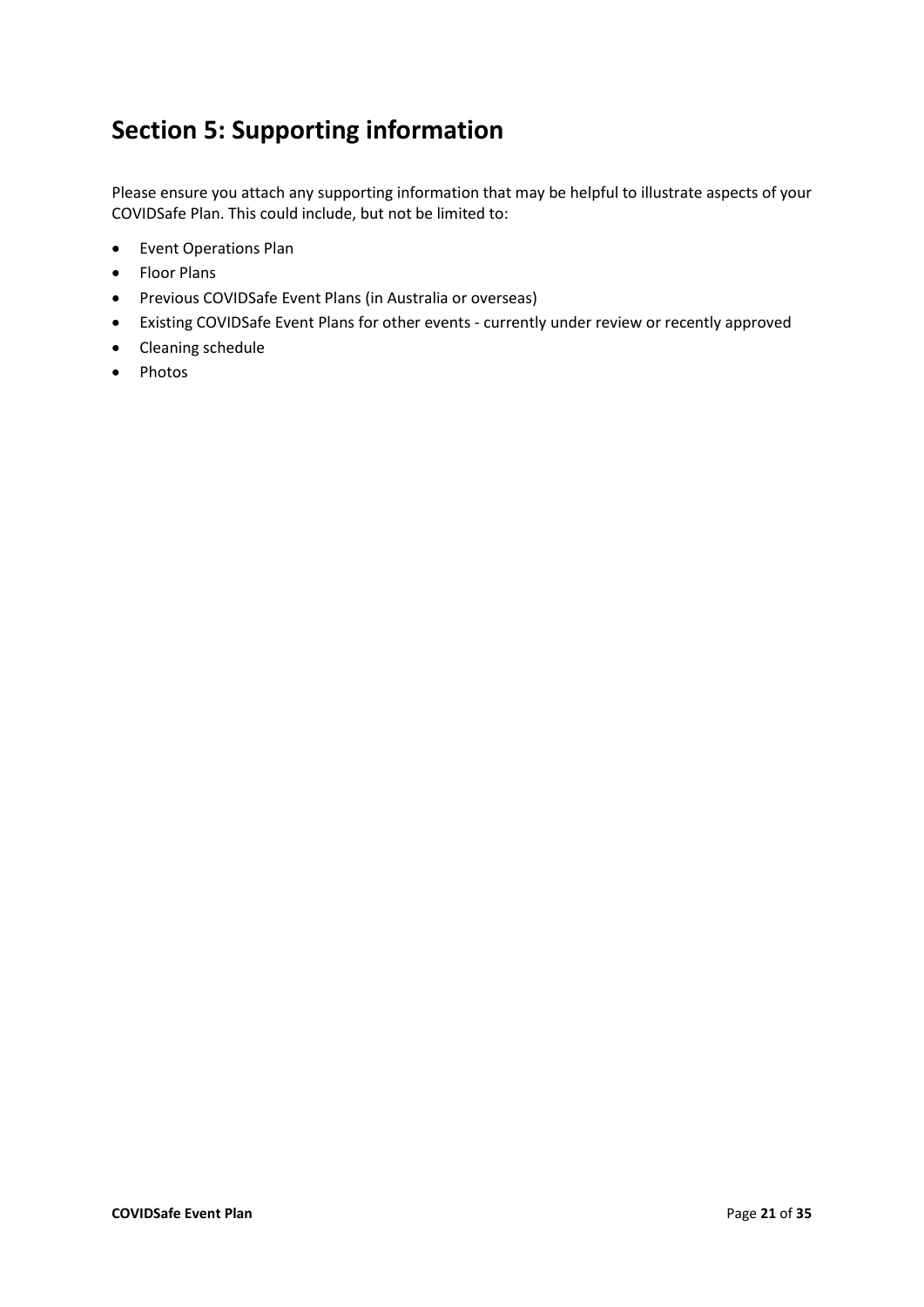# Section 5: Supporting information

Please ensure you attach any supporting information that may be helpful to illustrate aspects of your COVIDSafe Plan. This could include, but not be limited to:

- Event Operations Plan
- Floor Plans
- Previous COVIDSafe Event Plans (in Australia or overseas)
- Existing COVIDSafe Event Plans for other events - currently under review or recently approved
- Cleaning schedule
- Photos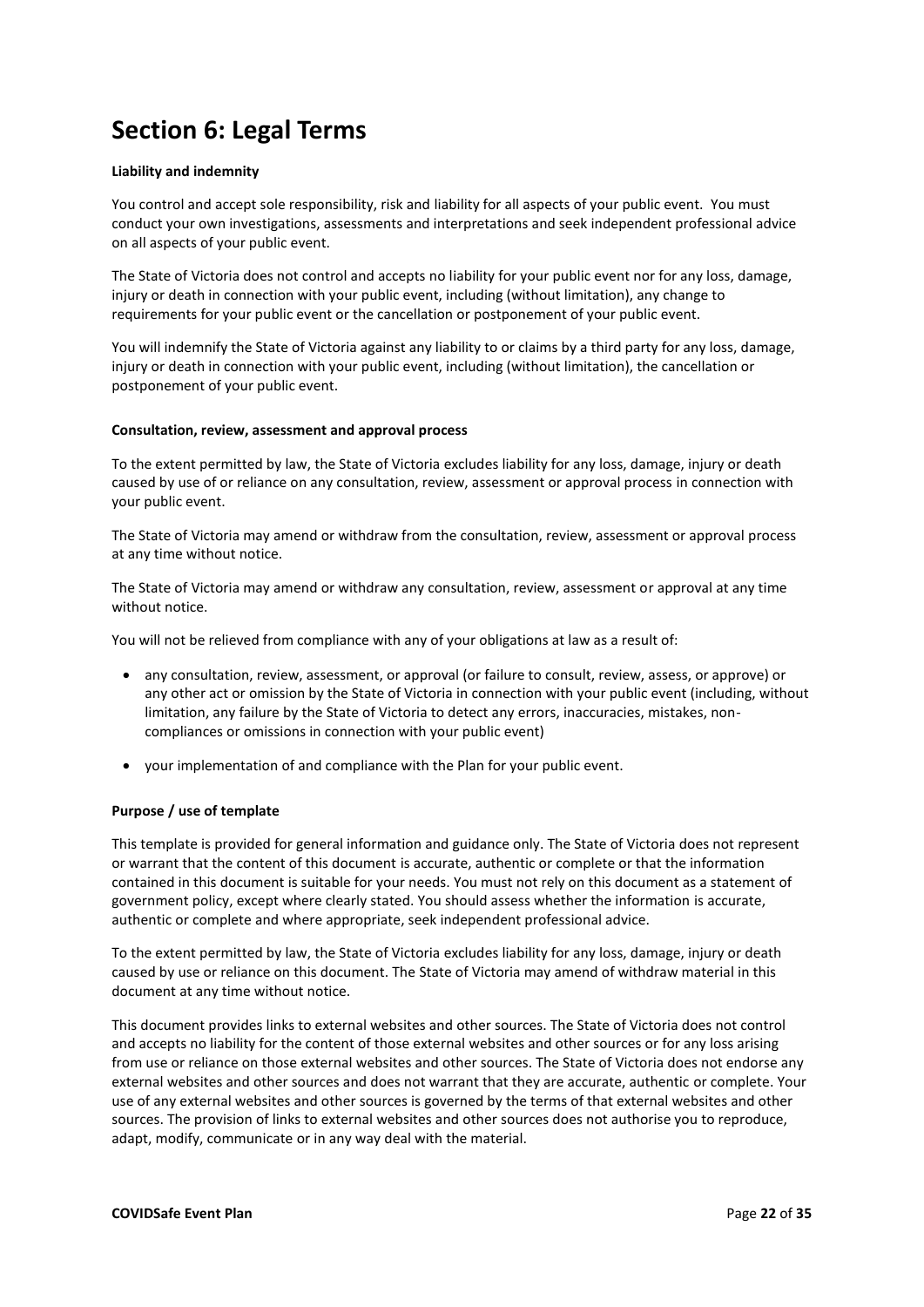# Section 6: Legal Terms

**Liability and indemnity**

You control and accept sole responsibility, risk and liability for all aspects of your public event. You must conduct your own investigations, assessments and interpretations and seek independent professional advice on all aspects of your public event.

The State of Victoria does not control and accepts no liability for your public event nor for any loss, damage, injury or death in connection with your public event, including (without limitation), any change to requirements for your public event or the cancellation or postponement of your public event.

You will indemnify the State of Victoria against any liability to or claims by a third party for any loss, damage, injury or death in connection with your public event, including (without limitation), the cancellation or postponement of your public event.

**Consultation, review, assessment and approval process**

To the extent permitted by law, the State of Victoria excludes liability for any loss, damage, injury or death caused by use of or reliance on any consultation, review, assessment or approval process in connection with your public event.

The State of Victoria may amend or withdraw from the consultation, review, assessment or approval process at any time without notice.

The State of Victoria may amend or withdraw any consultation, review, assessment or approval at any time without notice.

You will not be relieved from compliance with any of your obligations at law as a result of:

- any consultation, review, assessment, or approval (or failure to consult, review, assess, or approve) or any other act or omission by the State of Victoria in connection with your public event (including, without limitation, any failure by the State of Victoria to detect any errors, inaccuracies, mistakes, non-compliances or omissions in connection with your public event)
- your implementation of and compliance with the Plan for your public event.

**Purpose / use of template**

This template is provided for general information and guidance only. The State of Victoria does not represent or warrant that the content of this document is accurate, authentic or complete or that the information contained in this document is suitable for your needs. You must not rely on this document as a statement of government policy, except where clearly stated. You should assess whether the information is accurate, authentic or complete and where appropriate, seek independent professional advice.

To the extent permitted by law, the State of Victoria excludes liability for any loss, damage, injury or death caused by use or reliance on this document. The State of Victoria may amend of withdraw material in this document at any time without notice.

This document provides links to external websites and other sources. The State of Victoria does not control and accepts no liability for the content of those external websites and other sources or for any loss arising from use or reliance on those external websites and other sources. The State of Victoria does not endorse any external websites and other sources and does not warrant that they are accurate, authentic or complete. Your use of any external websites and other sources is governed by the terms of that external websites and other sources. The provision of links to external websites and other sources does not authorise you to reproduce, adapt, modify, communicate or in any way deal with the material.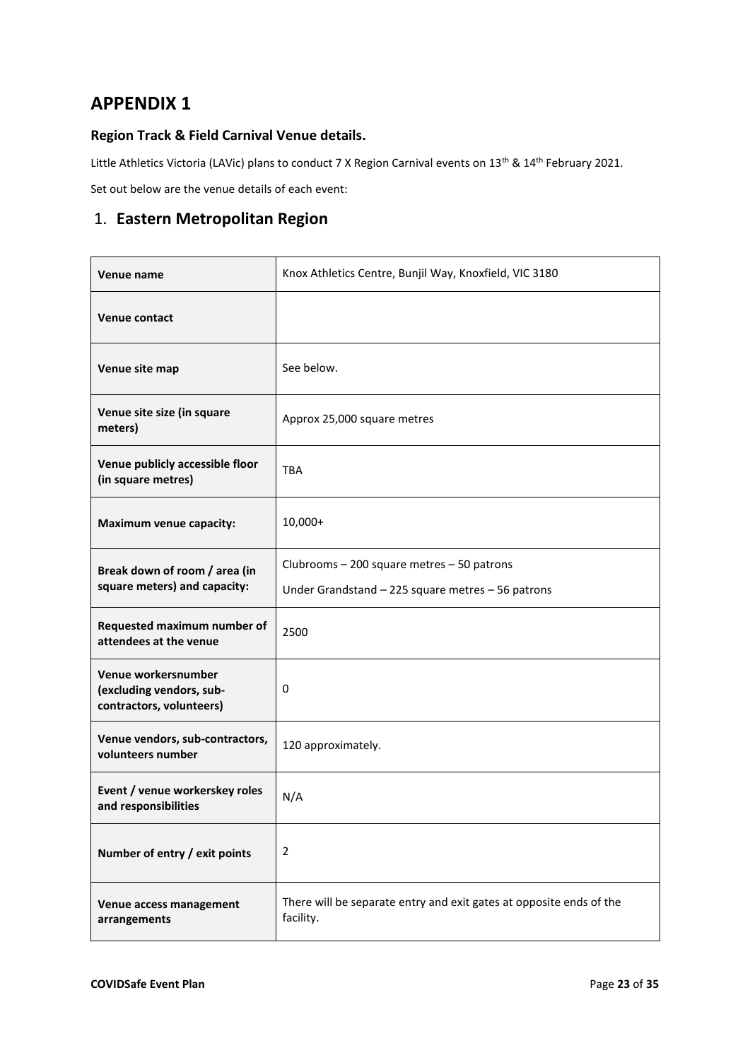# APPENDIX 1

### Region Track & Field Carnival Venue details.

Little Athletics Victoria (LAVic) plans to conduct 7 X Region Carnival events on 13th & 14th February 2021.

Set out below are the venue details of each event:

## 1. Eastern Metropolitan Region

| | |
|---|---|
| **Venue name** | Knox Athletics Centre, Bunjil Way, Knoxfield, VIC 3180 |
| **Venue contact** | |
| **Venue site map** | See below. |
| **Venue site size (in square meters)** | Approx 25,000 square metres |
| **Venue publicly accessible floor (in square metres)** | TBA |
| **Maximum venue capacity:** | 10,000+ |
| **Break down of room / area (in square meters) and capacity:** | Clubrooms – 200 square metres – 50 patrons<br>Under Grandstand – 225 square metres – 56 patrons |
| **Requested maximum number of attendees at the venue** | 2500 |
| **Venue workersnumber (excluding vendors, sub-contractors, volunteers)** | 0 |
| **Venue vendors, sub-contractors, volunteers number** | 120 approximately. |
| **Event / venue workerskey roles and responsibilities** | N/A |
| **Number of entry / exit points** | 2 |
| **Venue access management arrangements** | There will be separate entry and exit gates at opposite ends of the facility. |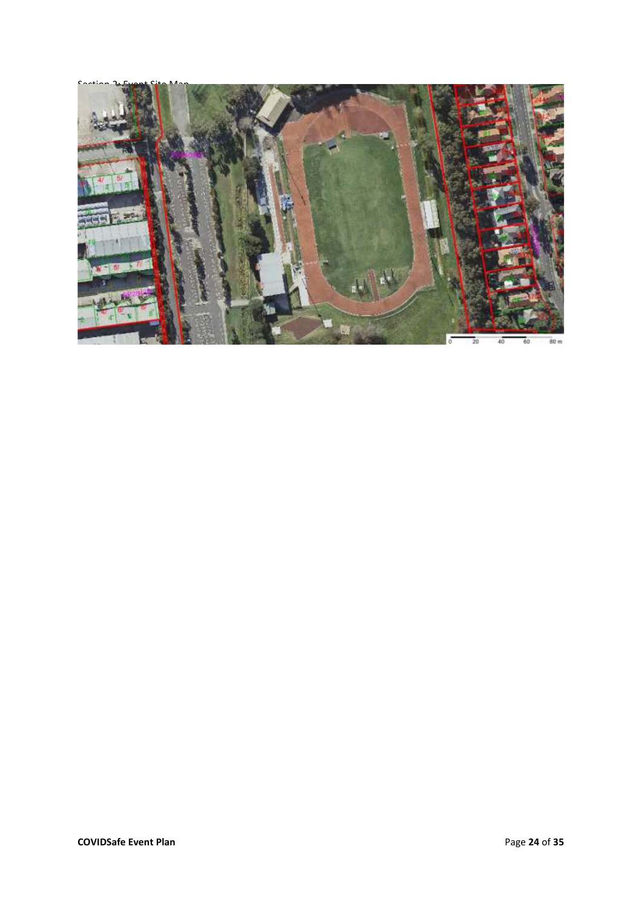Section 2: Event Site Map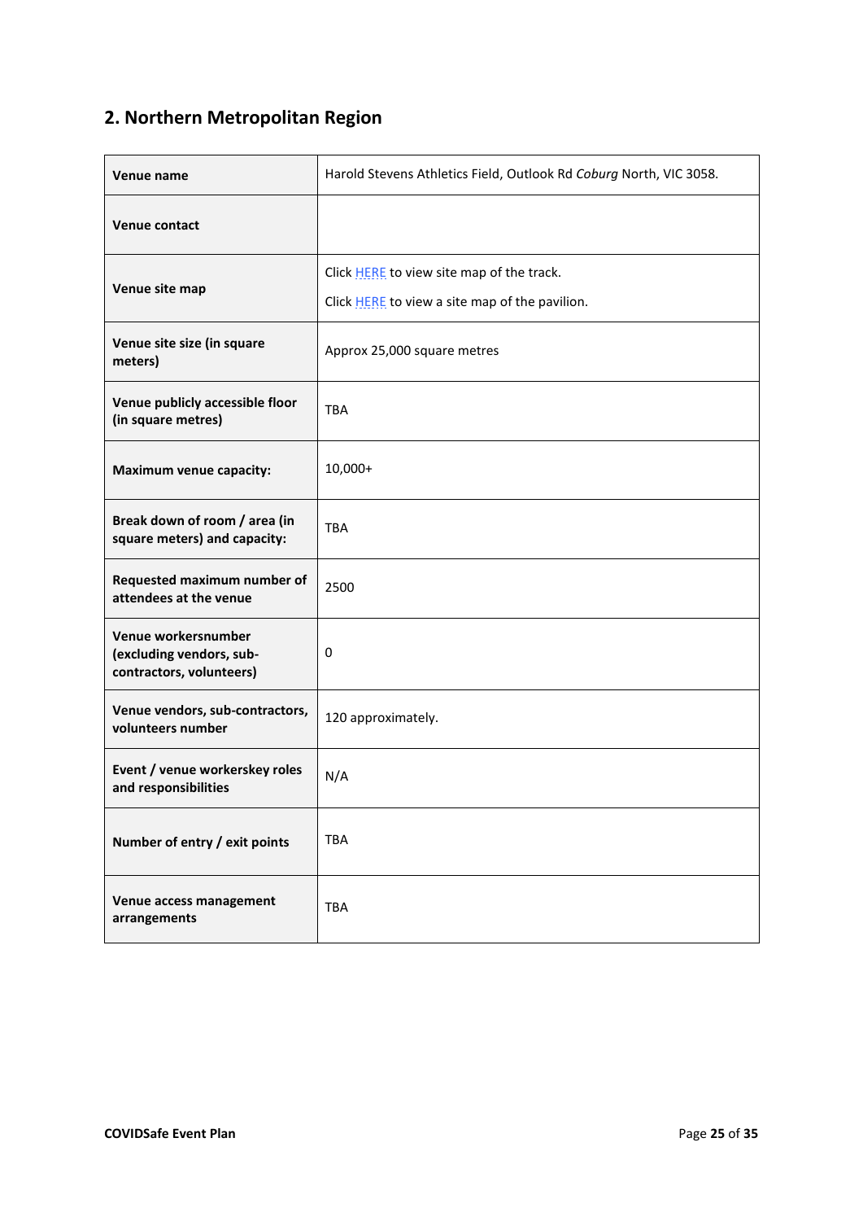## 2. Northern Metropolitan Region

| | |
|---|---|
| **Venue name** | Harold Stevens Athletics Field, Outlook Rd *Coburg* North, VIC 3058. |
| **Venue contact** | |
| **Venue site map** | Click HERE to view site map of the track. Click HERE to view a site map of the pavilion. |
| **Venue site size (in square meters)** | Approx 25,000 square metres |
| **Venue publicly accessible floor (in square metres)** | TBA |
| **Maximum venue capacity:** | 10,000+ |
| **Break down of room / area (in square meters) and capacity:** | TBA |
| **Requested maximum number of attendees at the venue** | 2500 |
| **Venue workersnumber (excluding vendors, sub-contractors, volunteers)** | 0 |
| **Venue vendors, sub-contractors, volunteers number** | 120 approximately. |
| **Event / venue workerskey roles and responsibilities** | N/A |
| **Number of entry / exit points** | TBA |
| **Venue access management arrangements** | TBA |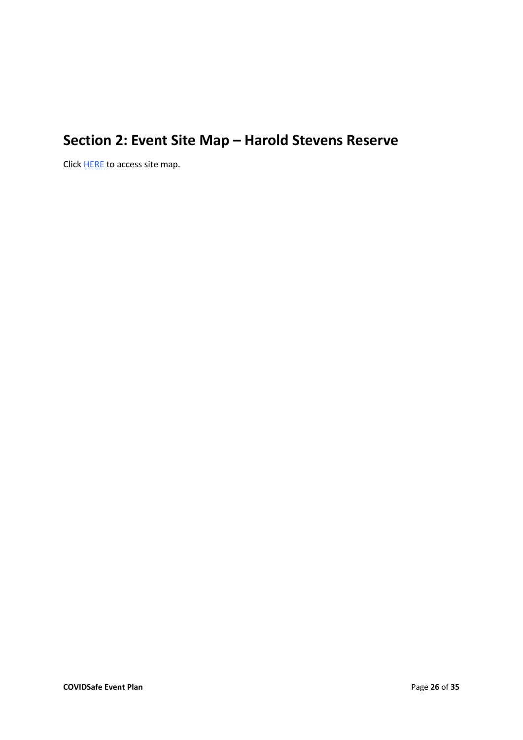## Section 2: Event Site Map – Harold Stevens Reserve

Click HERE to access site map.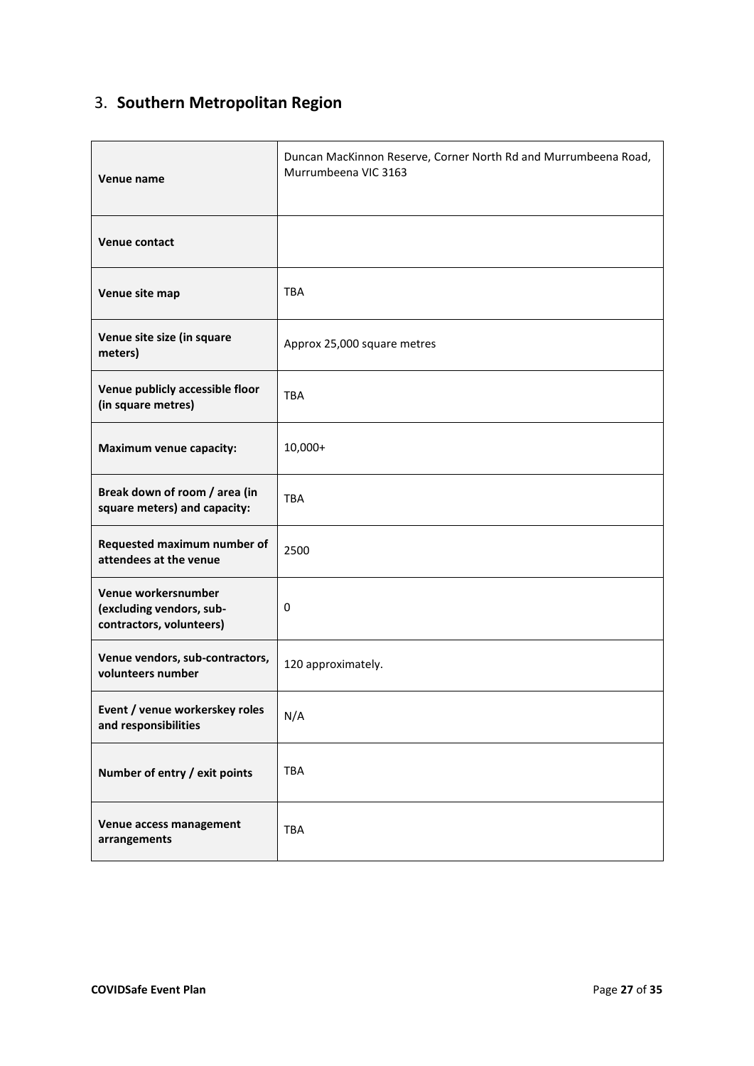## 3. **Southern Metropolitan Region**

| | |
|---|---|
| **Venue name** | Duncan MacKinnon Reserve, Corner North Rd and Murrumbeena Road, Murrumbeena VIC 3163 |
| **Venue contact** | |
| **Venue site map** | TBA |
| **Venue site size (in square meters)** | Approx 25,000 square metres |
| **Venue publicly accessible floor (in square metres)** | TBA |
| **Maximum venue capacity:** | 10,000+ |
| **Break down of room / area (in square meters) and capacity:** | TBA |
| **Requested maximum number of attendees at the venue** | 2500 |
| **Venue workersnumber (excluding vendors, sub-contractors, volunteers)** | 0 |
| **Venue vendors, sub-contractors, volunteers number** | 120 approximately. |
| **Event / venue workerskey roles and responsibilities** | N/A |
| **Number of entry / exit points** | TBA |
| **Venue access management arrangements** | TBA |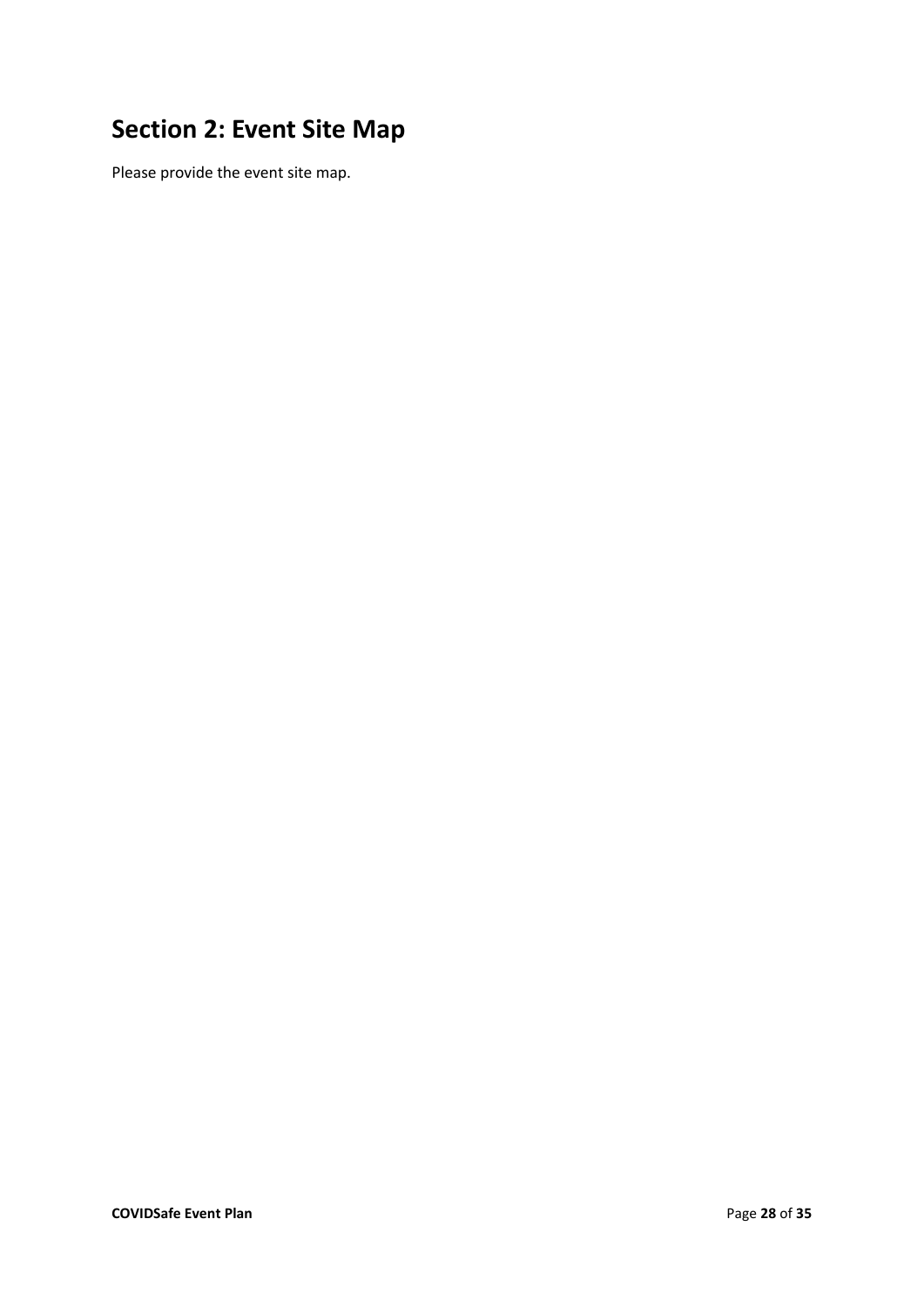## Section 2: Event Site Map

Please provide the event site map.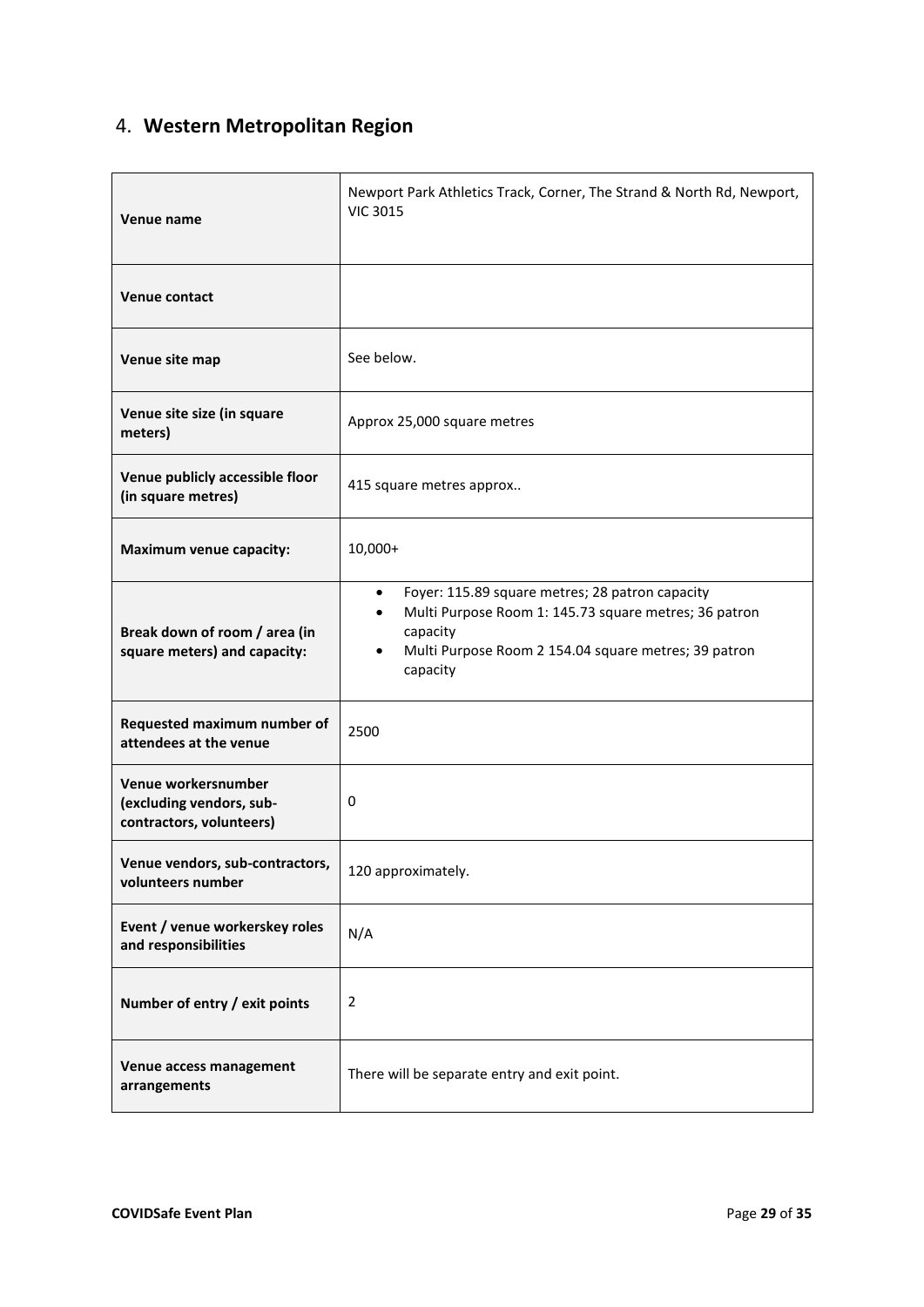## 4. **Western Metropolitan Region**

| | |
|---|---|
| **Venue name** | Newport Park Athletics Track, Corner, The Strand & North Rd, Newport, VIC 3015 |
| **Venue contact** | |
| **Venue site map** | See below. |
| **Venue site size (in square meters)** | Approx 25,000 square metres |
| **Venue publicly accessible floor (in square metres)** | 415 square metres approx.. |
| **Maximum venue capacity:** | 10,000+ |
| **Break down of room / area (in square meters) and capacity:** | • Foyer: 115.89 square metres; 28 patron capacity<br>• Multi Purpose Room 1: 145.73 square metres; 36 patron capacity<br>• Multi Purpose Room 2 154.04 square metres; 39 patron capacity |
| **Requested maximum number of attendees at the venue** | 2500 |
| **Venue workersnumber (excluding vendors, sub-contractors, volunteers)** | 0 |
| **Venue vendors, sub-contractors, volunteers number** | 120 approximately. |
| **Event / venue workerskey roles and responsibilities** | N/A |
| **Number of entry / exit points** | 2 |
| **Venue access management arrangements** | There will be separate entry and exit point. |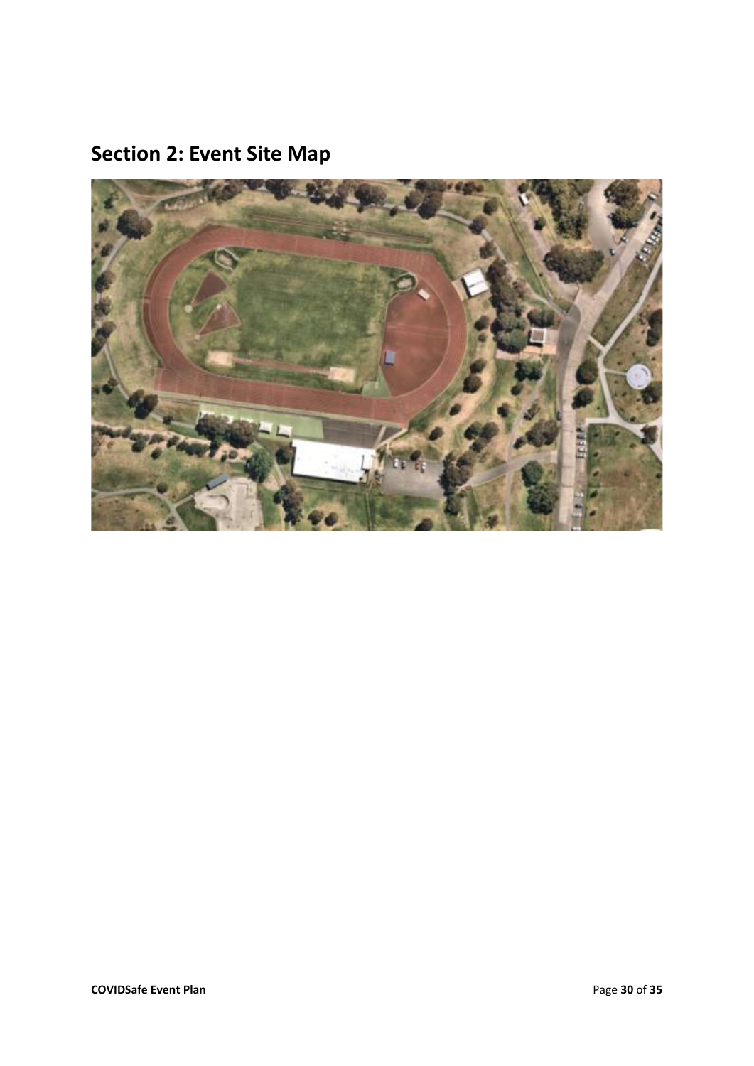## Section 2: Event Site Map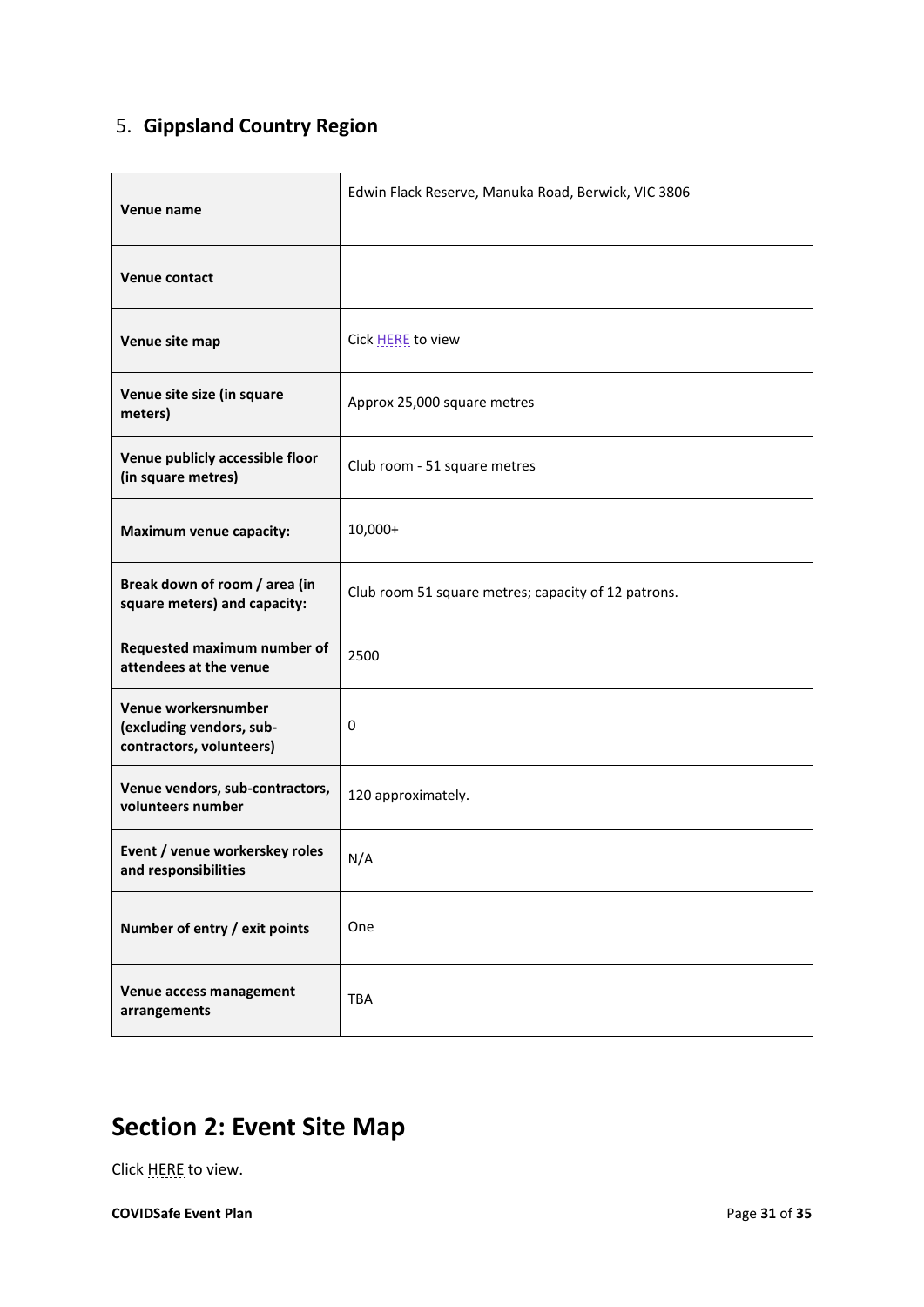## 5. **Gippsland Country Region**

| | |
|---|---|
| **Venue name** | Edwin Flack Reserve, Manuka Road, Berwick, VIC 3806 |
| **Venue contact** | |
| **Venue site map** | Cick HERE to view |
| **Venue site size (in square meters)** | Approx 25,000 square metres |
| **Venue publicly accessible floor (in square metres)** | Club room - 51 square metres |
| **Maximum venue capacity:** | 10,000+ |
| **Break down of room / area (in square meters) and capacity:** | Club room 51 square metres; capacity of 12 patrons. |
| **Requested maximum number of attendees at the venue** | 2500 |
| **Venue workersnumber (excluding vendors, sub-contractors, volunteers)** | 0 |
| **Venue vendors, sub-contractors, volunteers number** | 120 approximately. |
| **Event / venue workerskey roles and responsibilities** | N/A |
| **Number of entry / exit points** | One |
| **Venue access management arrangements** | TBA |

# Section 2: Event Site Map

Click HERE to view.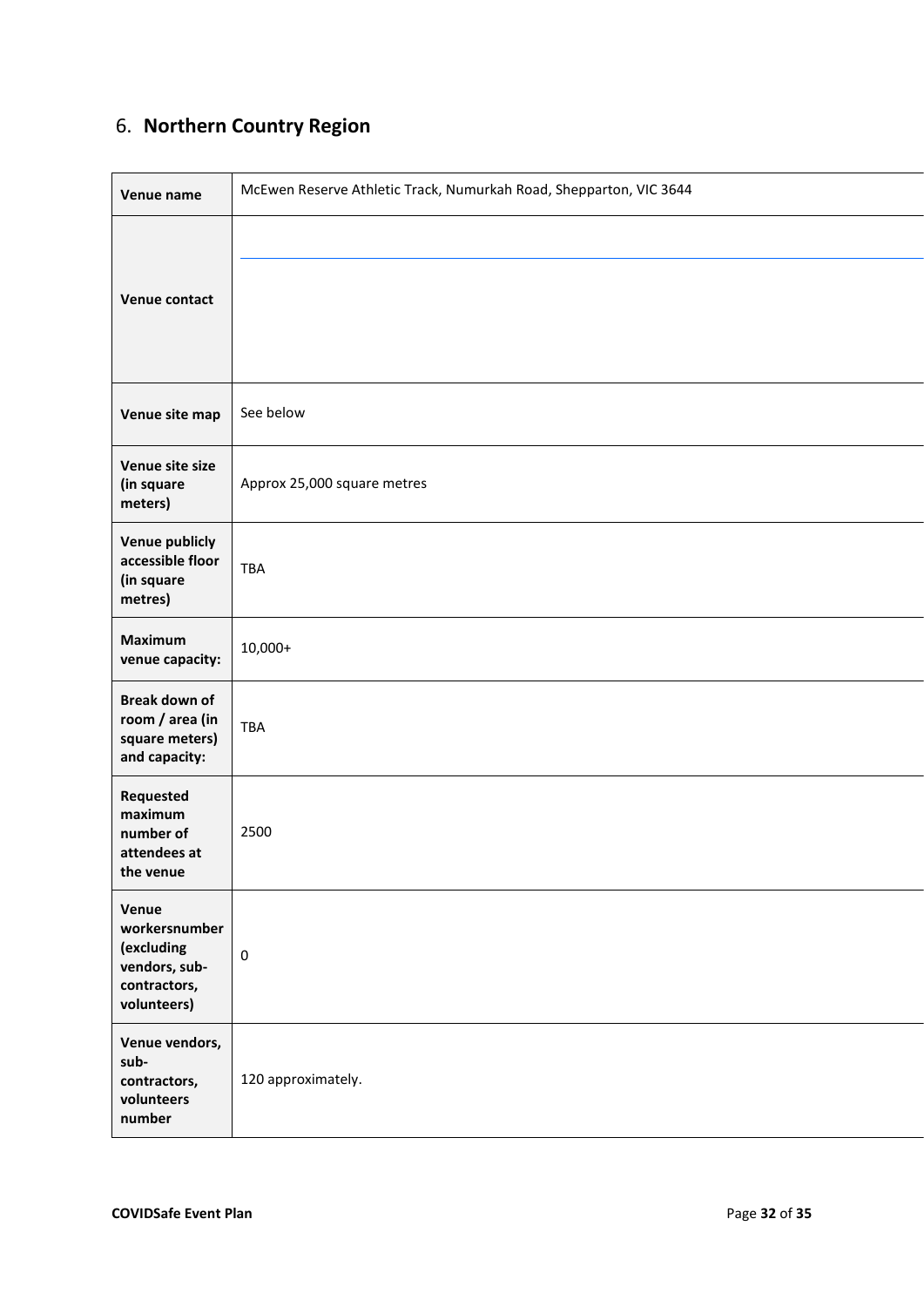## 6. **Northern Country Region**

| | |
|---|---|
| **Venue name** | McEwen Reserve Athletic Track, Numurkah Road, Shepparton, VIC 3644 |
| **Venue contact** | |
| **Venue site map** | See below |
| **Venue site size (in square meters)** | Approx 25,000 square metres |
| **Venue publicly accessible floor (in square metres)** | TBA |
| **Maximum venue capacity:** | 10,000+ |
| **Break down of room / area (in square meters) and capacity:** | TBA |
| **Requested maximum number of attendees at the venue** | 2500 |
| **Venue workersnumber (excluding vendors, sub-contractors, volunteers)** | 0 |
| **Venue vendors, sub-contractors, volunteers number** | 120 approximately. |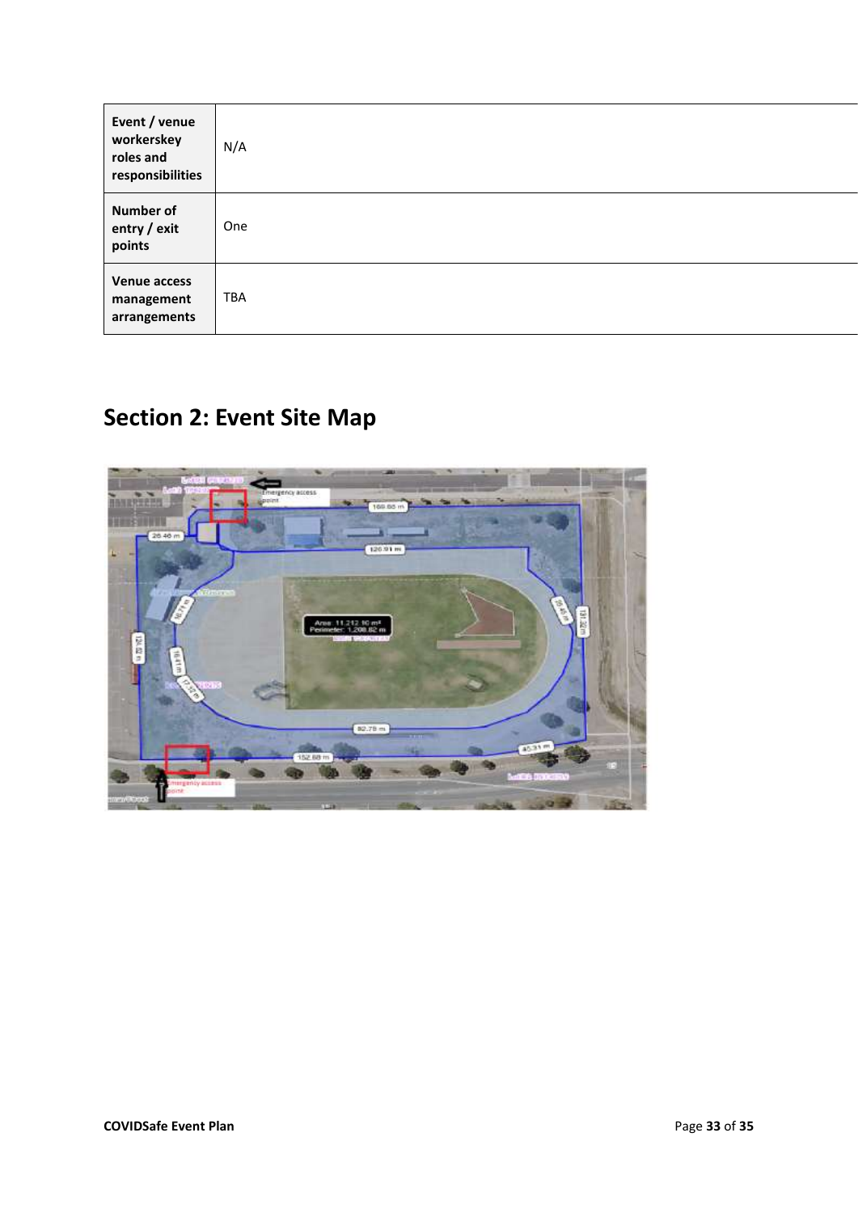| Event / venue workerskey roles and responsibilities | N/A |
|---|---|
| Number of entry / exit points | One |
| Venue access management arrangements | TBA |

## Section 2: Event Site Map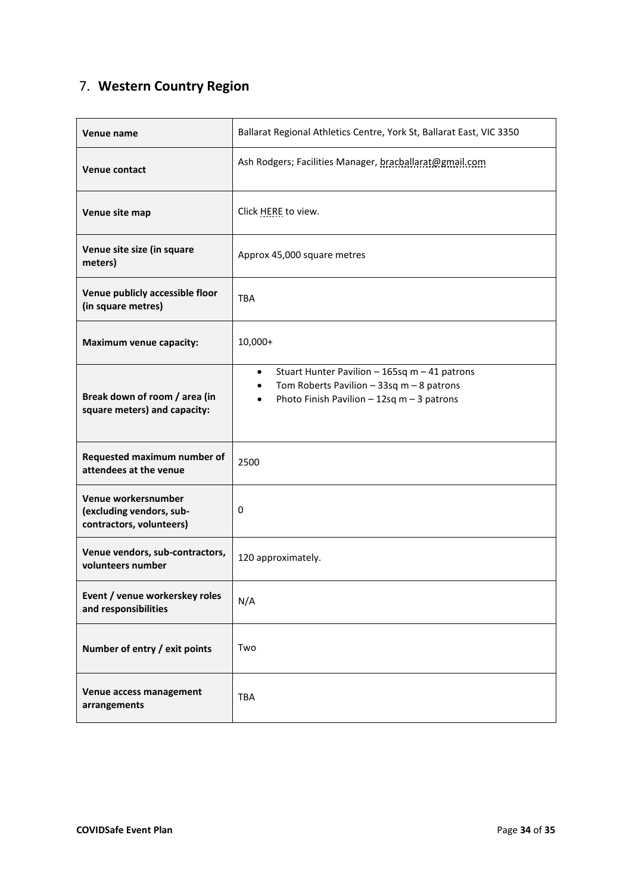## 7. **Western Country Region**

| | |
|---|---|
| **Venue name** | Ballarat Regional Athletics Centre, York St, Ballarat East, VIC 3350 |
| **Venue contact** | Ash Rodgers; Facilities Manager, bracballarat@gmail.com |
| **Venue site map** | Click HERE to view. |
| **Venue site size (in square meters)** | Approx 45,000 square metres |
| **Venue publicly accessible floor (in square metres)** | TBA |
| **Maximum venue capacity:** | 10,000+ |
| **Break down of room / area (in square meters) and capacity:** | • Stuart Hunter Pavilion – 165sq m – 41 patrons<br>• Tom Roberts Pavilion – 33sq m – 8 patrons<br>• Photo Finish Pavilion – 12sq m – 3 patrons |
| **Requested maximum number of attendees at the venue** | 2500 |
| **Venue workersnumber (excluding vendors, sub-contractors, volunteers)** | 0 |
| **Venue vendors, sub-contractors, volunteers number** | 120 approximately. |
| **Event / venue workerskey roles and responsibilities** | N/A |
| **Number of entry / exit points** | Two |
| **Venue access management arrangements** | TBA |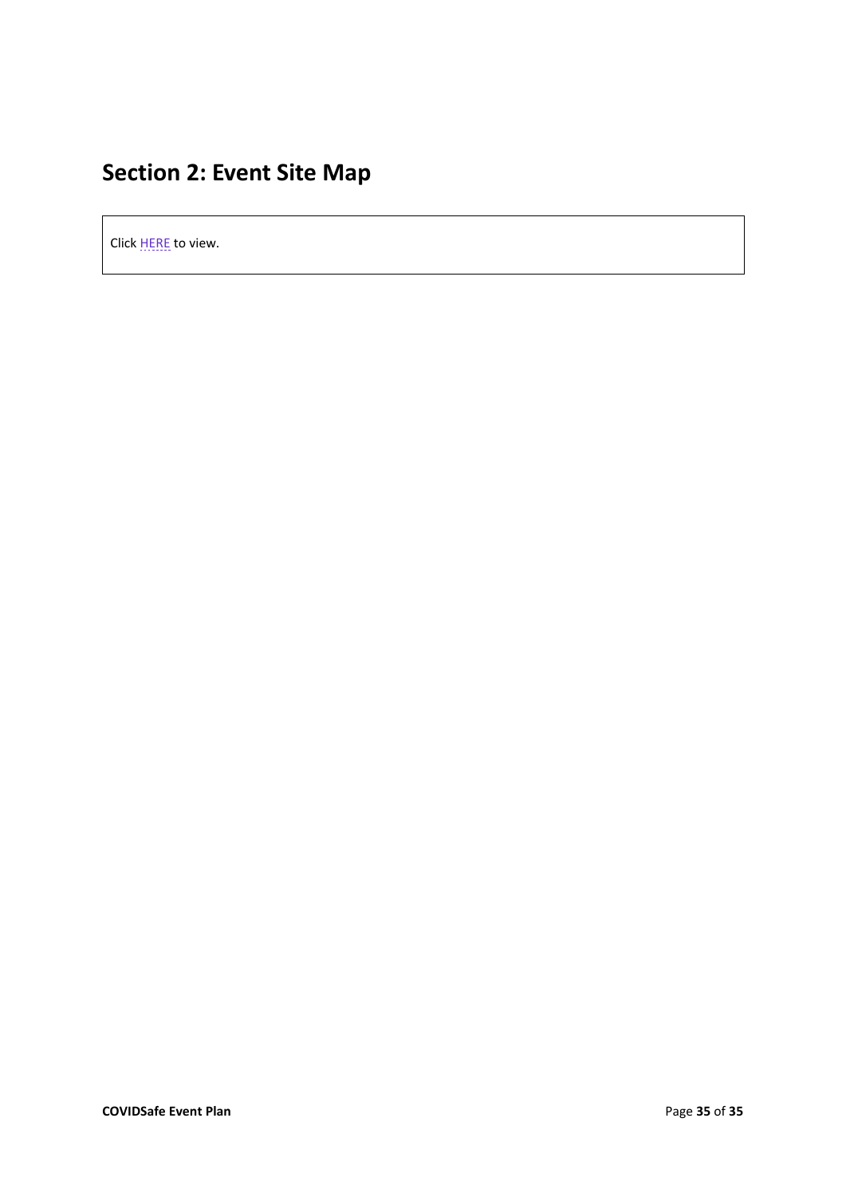## Section 2: Event Site Map

Click HERE to view.